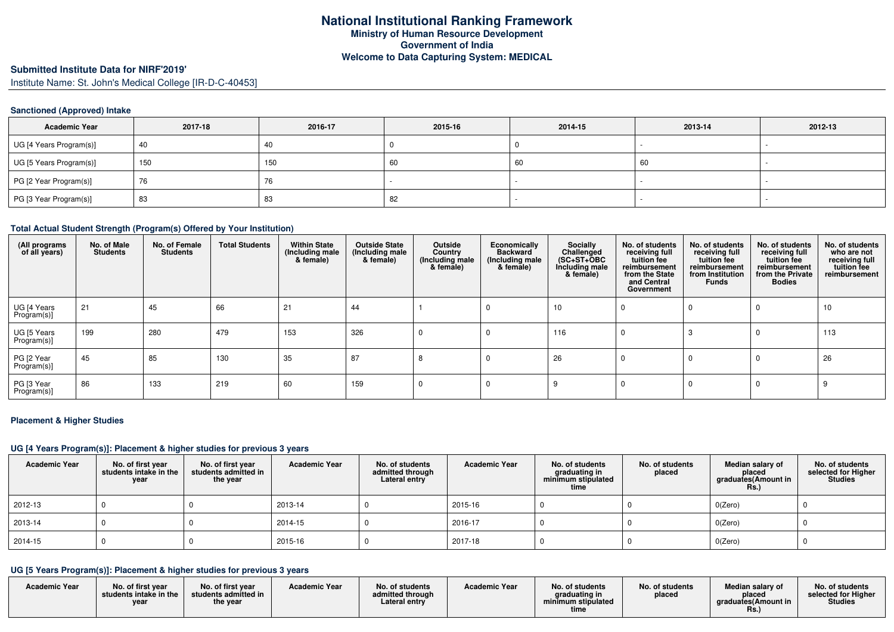# National Institutional Ranking Framework

**Ministry of Human Resource Development**

**Government of India**

**Welcome to Data Capturing System: MEDICAL**

## Submitted Institute Data for NIRF'2019'

Institute Name: St. John's Medical College [IR-D-C-40453]

### Sanctioned (Approved) Intake

| Academic Year | 2017-18 | 2016-17 | 2015-16 | 2014-15 | 2013-14 | 2012-13 |
|---|---|---|---|---|---|---|
| UG [4 Years Program(s)] | 40 | 40 | 0 | 0 | - | - |
| UG [5 Years Program(s)] | 150 | 150 | 60 | 60 | 60 | - |
| PG [2 Year Program(s)] | 76 | 76 | - | - | - | - |
| PG [3 Year Program(s)] | 83 | 83 | 82 | - | - | - |

### Total Actual Student Strength (Program(s) Offered by Your Institution)

| (All programs of all years) | No. of Male Students | No. of Female Students | Total Students | Within State (Including male & female) | Outside State (Including male & female) | Outside Country (Including male & female) | Economically Backward (Including male & female) | Socially Challenged (SC+ST+OBC Including male & female) | No. of students receiving full tuition fee reimbursement from the State and Central Government | No. of students receiving full tuition fee reimbursement from Institution Funds | No. of students receiving full tuition fee reimbursement from the Private Bodies | No. of students who are not receiving full tuition fee reimbursement |
|---|---|---|---|---|---|---|---|---|---|---|---|---|
| UG [4 Years Program(s)] | 21 | 45 | 66 | 21 | 44 | 1 | 0 | 10 | 0 | 0 | 0 | 10 |
| UG [5 Years Program(s)] | 199 | 280 | 479 | 153 | 326 | 0 | 0 | 116 | 0 | 3 | 0 | 113 |
| PG [2 Year Program(s)] | 45 | 85 | 130 | 35 | 87 | 8 | 0 | 26 | 0 | 0 | 0 | 26 |
| PG [3 Year Program(s)] | 86 | 133 | 219 | 60 | 159 | 0 | 0 | 9 | 0 | 0 | 0 | 9 |

### Placement & Higher Studies

#### UG [4 Years Program(s)]: Placement & higher studies for previous 3 years

| Academic Year | No. of first year students intake in the year | No. of first year students admitted in the year | Academic Year | No. of students admitted through Lateral entry | Academic Year | No. of students graduating in minimum stipulated time | No. of students placed | Median salary of placed graduates(Amount in Rs.) | No. of students selected for Higher Studies |
|---|---|---|---|---|---|---|---|---|---|
| 2012-13 | 0 | 0 | 2013-14 | 0 | 2015-16 | 0 | 0 | 0(Zero) | 0 |
| 2013-14 | 0 | 0 | 2014-15 | 0 | 2016-17 | 0 | 0 | 0(Zero) | 0 |
| 2014-15 | 0 | 0 | 2015-16 | 0 | 2017-18 | 0 | 0 | 0(Zero) | 0 |

#### UG [5 Years Program(s)]: Placement & higher studies for previous 3 years

| Academic Year | No. of first year students intake in the year | No. of first year students admitted in the year | Academic Year | No. of students admitted through Lateral entry | Academic Year | No. of students graduating in minimum stipulated time | No. of students placed | Median salary of placed graduates(Amount in Rs.) | No. of students selected for Higher Studies |
|---|---|---|---|---|---|---|---|---|---|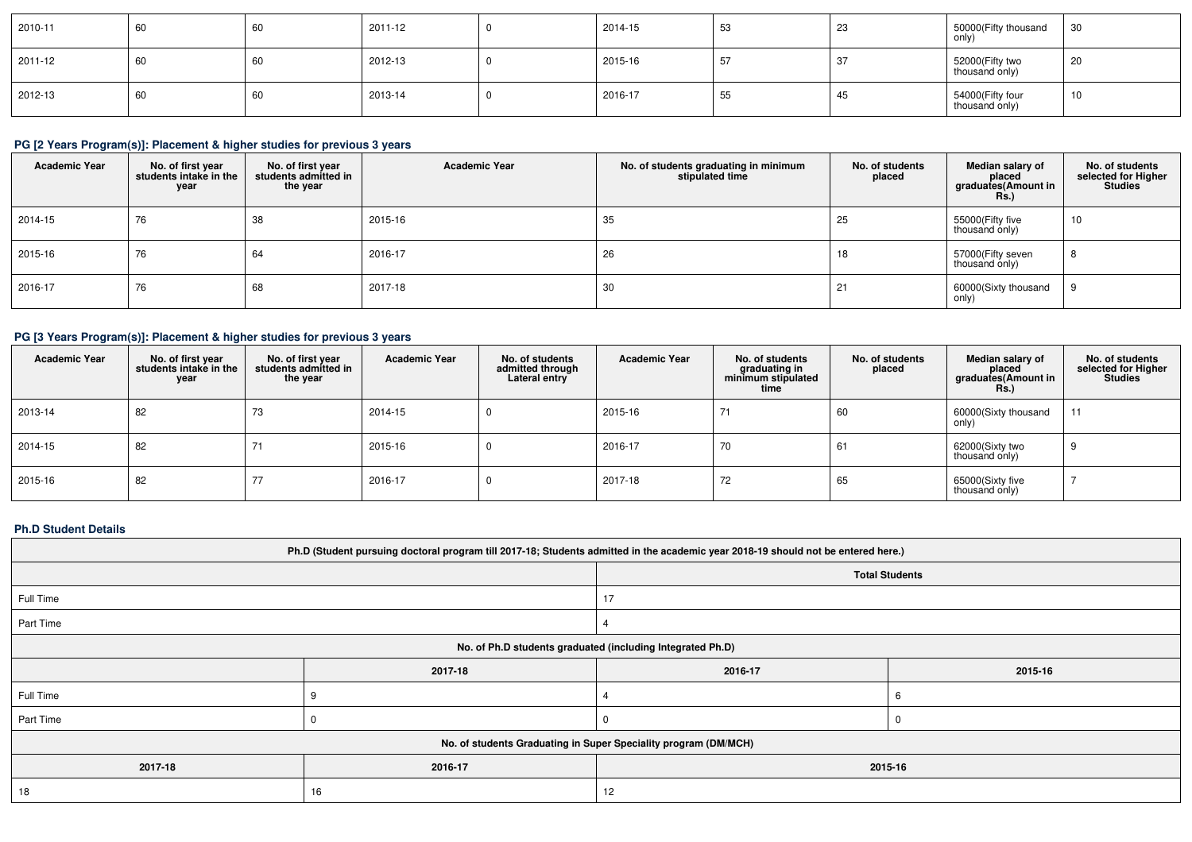| | | | | | | | | | |
|---|---|---|---|---|---|---|---|---|---|
| 2010-11 | 60 | 60 | 2011-12 | 0 | 2014-15 | 53 | 23 | 50000(Fifty thousand only) | 30 |
| 2011-12 | 60 | 60 | 2012-13 | 0 | 2015-16 | 57 | 37 | 52000(Fifty two thousand only) | 20 |
| 2012-13 | 60 | 60 | 2013-14 | 0 | 2016-17 | 55 | 45 | 54000(Fifty four thousand only) | 10 |

### PG [2 Years Program(s)]: Placement & higher studies for previous 3 years

| Academic Year | No. of first year students intake in the year | No. of first year students admitted in the year | Academic Year | No. of students graduating in minimum stipulated time | No. of students placed | Median salary of placed graduates(Amount in Rs.) | No. of students selected for Higher Studies |
|---|---|---|---|---|---|---|---|
| 2014-15 | 76 | 38 | 2015-16 | 35 | 25 | 55000(Fifty five thousand only) | 10 |
| 2015-16 | 76 | 64 | 2016-17 | 26 | 18 | 57000(Fifty seven thousand only) | 8 |
| 2016-17 | 76 | 68 | 2017-18 | 30 | 21 | 60000(Sixty thousand only) | 9 |

### PG [3 Years Program(s)]: Placement & higher studies for previous 3 years

| Academic Year | No. of first year students intake in the year | No. of first year students admitted in the year | Academic Year | No. of students admitted through Lateral entry | Academic Year | No. of students graduating in minimum stipulated time | No. of students placed | Median salary of placed graduates(Amount in Rs.) | No. of students selected for Higher Studies |
|---|---|---|---|---|---|---|---|---|---|
| 2013-14 | 82 | 73 | 2014-15 | 0 | 2015-16 | 71 | 60 | 60000(Sixty thousand only) | 11 |
| 2014-15 | 82 | 71 | 2015-16 | 0 | 2016-17 | 70 | 61 | 62000(Sixty two thousand only) | 9 |
| 2015-16 | 82 | 77 | 2016-17 | 0 | 2017-18 | 72 | 65 | 65000(Sixty five thousand only) | 7 |

### Ph.D Student Details

| Ph.D (Student pursuing doctoral program till 2017-18; Students admitted in the academic year 2018-19 should not be entered here.) | |
|---|---|
| | Total Students |
| Full Time | 17 |
| Part Time | 4 |

| No. of Ph.D students graduated (including Integrated Ph.D) | | | |
|---|---|---|---|
| | 2017-18 | 2016-17 | 2015-16 |
| Full Time | 9 | 4 | 6 |
| Part Time | 0 | 0 | 0 |

| No. of students Graduating in Super Speciality program (DM/MCH) | | |
|---|---|---|
| 2017-18 | 2016-17 | 2015-16 |
| 18 | 16 | 12 |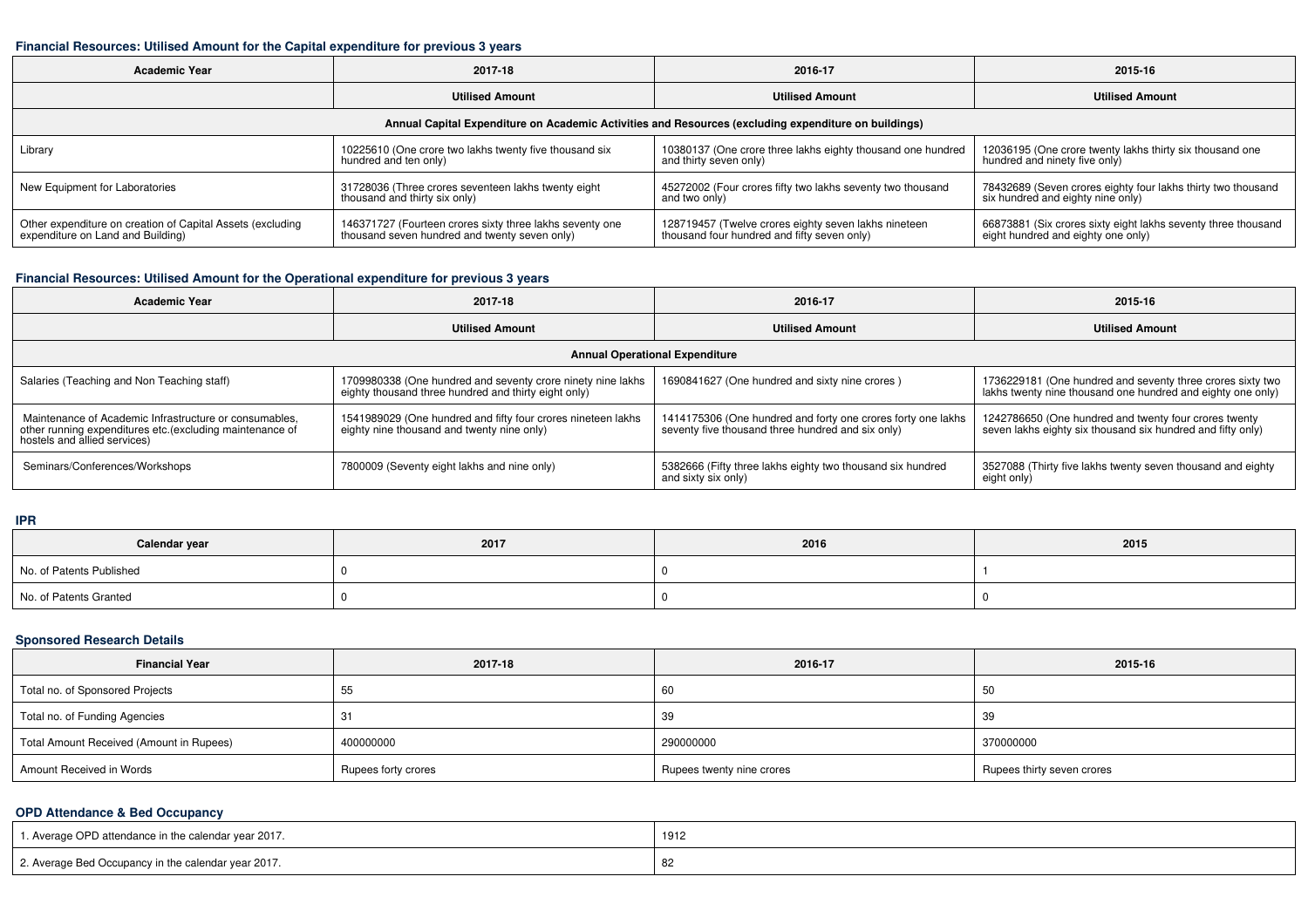### Financial Resources: Utilised Amount for the Capital expenditure for previous 3 years

| Academic Year | 2017-18 | 2016-17 | 2015-16 |
|---|---|---|---|
| | Utilised Amount | Utilised Amount | Utilised Amount |
| Annual Capital Expenditure on Academic Activities and Resources (excluding expenditure on buildings) | | | |
| Library | 10225610 (One crore two lakhs twenty five thousand six hundred and ten only) | 10380137 (One crore three lakhs eighty thousand one hundred and thirty seven only) | 12036195 (One crore twenty lakhs thirty six thousand one hundred and ninety five only) |
| New Equipment for Laboratories | 31728036 (Three crores seventeen lakhs twenty eight thousand and thirty six only) | 45272002 (Four crores fifty two lakhs seventy two thousand and two only) | 78432689 (Seven crores eighty four lakhs thirty two thousand six hundred and eighty nine only) |
| Other expenditure on creation of Capital Assets (excluding expenditure on Land and Building) | 146371727 (Fourteen crores sixty three lakhs seventy one thousand seven hundred and twenty seven only) | 128719457 (Twelve crores eighty seven lakhs nineteen thousand four hundred and fifty seven only) | 66873881 (Six crores sixty eight lakhs seventy three thousand eight hundred and eighty one only) |

### Financial Resources: Utilised Amount for the Operational expenditure for previous 3 years

| Academic Year | 2017-18 | 2016-17 | 2015-16 |
|---|---|---|---|
| | Utilised Amount | Utilised Amount | Utilised Amount |
| Annual Operational Expenditure | | | |
| Salaries (Teaching and Non Teaching staff) | 1709980338 (One hundred and seventy crore ninety nine lakhs eighty thousand three hundred and thirty eight only) | 1690841627 (One hundred and sixty nine crores ) | 1736229181 (One hundred and seventy three crores sixty two lakhs twenty nine thousand one hundred and eighty one only) |
| Maintenance of Academic Infrastructure or consumables, other running expenditures etc.(excluding maintenance of hostels and allied services) | 1541989029 (One hundred and fifty four crores nineteen lakhs eighty nine thousand and twenty nine only) | 1414175306 (One hundred and forty one crores forty one lakhs seventy five thousand three hundred and six only) | 1242786650 (One hundred and twenty four crores twenty seven lakhs eighty six thousand six hundred and fifty only) |
| Seminars/Conferences/Workshops | 7800009 (Seventy eight lakhs and nine only) | 5382666 (Fifty three lakhs eighty two thousand six hundred and sixty six only) | 3527088 (Thirty five lakhs twenty seven thousand and eighty eight only) |

### IPR

| Calendar year | 2017 | 2016 | 2015 |
|---|---|---|---|
| No. of Patents Published | 0 | 0 | 1 |
| No. of Patents Granted | 0 | 0 | 0 |

### Sponsored Research Details

| Financial Year | 2017-18 | 2016-17 | 2015-16 |
|---|---|---|---|
| Total no. of Sponsored Projects | 55 | 60 | 50 |
| Total no. of Funding Agencies | 31 | 39 | 39 |
| Total Amount Received (Amount in Rupees) | 400000000 | 290000000 | 370000000 |
| Amount Received in Words | Rupees forty crores | Rupees twenty nine crores | Rupees thirty seven crores |

### OPD Attendance & Bed Occupancy

| | |
|---|---|
| 1. Average OPD attendance in the calendar year 2017. | 1912 |
| 2. Average Bed Occupancy in the calendar year 2017. | 82 |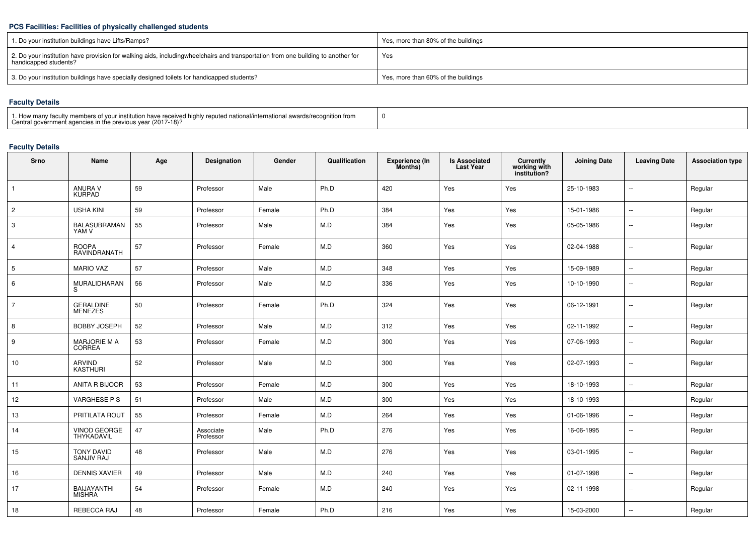### PCS Facilities: Facilities of physically challenged students

| | |
|---|---|
| 1. Do your institution buildings have Lifts/Ramps? | Yes, more than 80% of the buildings |
| 2. Do your institution have provision for walking aids, includingwheelchairs and transportation from one building to another for handicapped students? | Yes |
| 3. Do your institution buildings have specially designed toilets for handicapped students? | Yes, more than 60% of the buildings |

### Faculty Details

| | |
|---|---|
| 1. How many faculty members of your institution have received highly reputed national/international awards/recognition from Central government agencies in the previous year (2017-18)? | 0 |

### Faculty Details

| Srno | Name | Age | Designation | Gender | Qualification | Experience (In Months) | Is Associated Last Year | Currently working with institution? | Joining Date | Leaving Date | Association type |
|---|---|---|---|---|---|---|---|---|---|---|---|
| 1 | ANURA V KURPAD | 59 | Professor | Male | Ph.D | 420 | Yes | Yes | 25-10-1983 | -- | Regular |
| 2 | USHA KINI | 59 | Professor | Female | Ph.D | 384 | Yes | Yes | 15-01-1986 | -- | Regular |
| 3 | BALASUBRAMANYAM V | 55 | Professor | Male | M.D | 384 | Yes | Yes | 05-05-1986 | -- | Regular |
| 4 | ROOPA RAVINDRANATH | 57 | Professor | Female | M.D | 360 | Yes | Yes | 02-04-1988 | -- | Regular |
| 5 | MARIO VAZ | 57 | Professor | Male | M.D | 348 | Yes | Yes | 15-09-1989 | -- | Regular |
| 6 | MURALIDHARAN S | 56 | Professor | Male | M.D | 336 | Yes | Yes | 10-10-1990 | -- | Regular |
| 7 | GERALDINE MENEZES | 50 | Professor | Female | Ph.D | 324 | Yes | Yes | 06-12-1991 | -- | Regular |
| 8 | BOBBY JOSEPH | 52 | Professor | Male | M.D | 312 | Yes | Yes | 02-11-1992 | -- | Regular |
| 9 | MARJORIE M A CORREA | 53 | Professor | Female | M.D | 300 | Yes | Yes | 07-06-1993 | -- | Regular |
| 10 | ARVIND KASTHURI | 52 | Professor | Male | M.D | 300 | Yes | Yes | 02-07-1993 | -- | Regular |
| 11 | ANITA R BIJOOR | 53 | Professor | Female | M.D | 300 | Yes | Yes | 18-10-1993 | -- | Regular |
| 12 | VARGHESE P S | 51 | Professor | Male | M.D | 300 | Yes | Yes | 18-10-1993 | -- | Regular |
| 13 | PRITILATA ROUT | 55 | Professor | Female | M.D | 264 | Yes | Yes | 01-06-1996 | -- | Regular |
| 14 | VINOD GEORGE THYKADAVIL | 47 | Associate Professor | Male | Ph.D | 276 | Yes | Yes | 16-06-1995 | -- | Regular |
| 15 | TONY DAVID SANJIV RAJ | 48 | Professor | Male | M.D | 276 | Yes | Yes | 03-01-1995 | -- | Regular |
| 16 | DENNIS XAVIER | 49 | Professor | Male | M.D | 240 | Yes | Yes | 01-07-1998 | -- | Regular |
| 17 | BAIJAYANTHI MISHRA | 54 | Professor | Female | M.D | 240 | Yes | Yes | 02-11-1998 | -- | Regular |
| 18 | REBECCA RAJ | 48 | Professor | Female | Ph.D | 216 | Yes | Yes | 15-03-2000 | -- | Regular |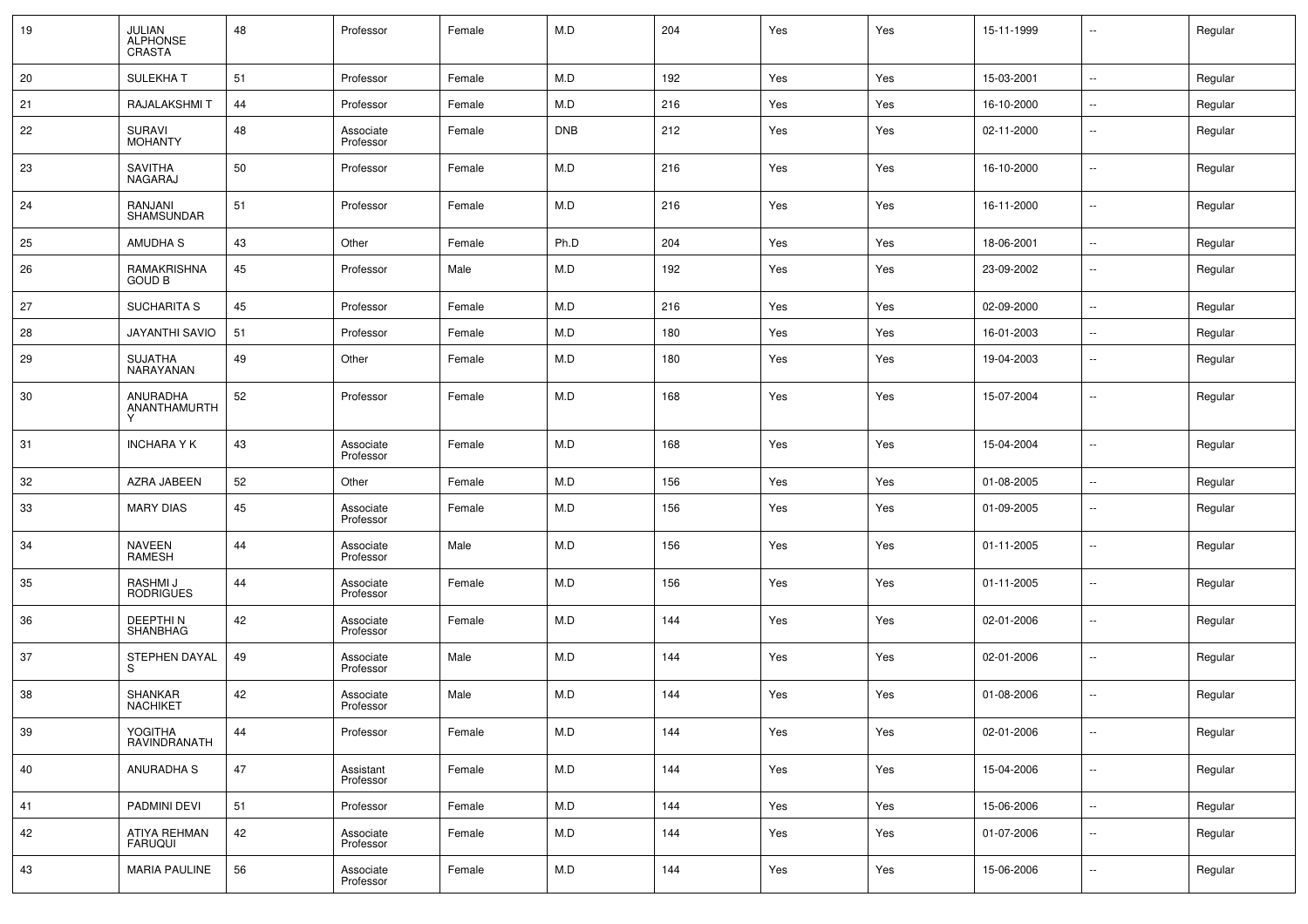| 19 | JULIAN ALPHONSE CRASTA | 48 | Professor | Female | M.D | 204 | Yes | Yes | 15-11-1999 | -- | Regular |
|---|---|---|---|---|---|---|---|---|---|---|---|
| 20 | SULEKHA T | 51 | Professor | Female | M.D | 192 | Yes | Yes | 15-03-2001 | -- | Regular |
| 21 | RAJALAKSHMI T | 44 | Professor | Female | M.D | 216 | Yes | Yes | 16-10-2000 | -- | Regular |
| 22 | SURAVI MOHANTY | 48 | Associate Professor | Female | DNB | 212 | Yes | Yes | 02-11-2000 | -- | Regular |
| 23 | SAVITHA NAGARAJ | 50 | Professor | Female | M.D | 216 | Yes | Yes | 16-10-2000 | -- | Regular |
| 24 | RANJANI SHAMSUNDAR | 51 | Professor | Female | M.D | 216 | Yes | Yes | 16-11-2000 | -- | Regular |
| 25 | AMUDHA S | 43 | Other | Female | Ph.D | 204 | Yes | Yes | 18-06-2001 | -- | Regular |
| 26 | RAMAKRISHNA GOUD B | 45 | Professor | Male | M.D | 192 | Yes | Yes | 23-09-2002 | -- | Regular |
| 27 | SUCHARITA S | 45 | Professor | Female | M.D | 216 | Yes | Yes | 02-09-2000 | -- | Regular |
| 28 | JAYANTHI SAVIO | 51 | Professor | Female | M.D | 180 | Yes | Yes | 16-01-2003 | -- | Regular |
| 29 | SUJATHA NARAYANAN | 49 | Other | Female | M.D | 180 | Yes | Yes | 19-04-2003 | -- | Regular |
| 30 | ANURADHA ANANTHAMURTHY | 52 | Professor | Female | M.D | 168 | Yes | Yes | 15-07-2004 | -- | Regular |
| 31 | INCHARA Y K | 43 | Associate Professor | Female | M.D | 168 | Yes | Yes | 15-04-2004 | -- | Regular |
| 32 | AZRA JABEEN | 52 | Other | Female | M.D | 156 | Yes | Yes | 01-08-2005 | -- | Regular |
| 33 | MARY DIAS | 45 | Associate Professor | Female | M.D | 156 | Yes | Yes | 01-09-2005 | -- | Regular |
| 34 | NAVEEN RAMESH | 44 | Associate Professor | Male | M.D | 156 | Yes | Yes | 01-11-2005 | -- | Regular |
| 35 | RASHMI J RODRIGUES | 44 | Associate Professor | Female | M.D | 156 | Yes | Yes | 01-11-2005 | -- | Regular |
| 36 | DEEPTHI N SHANBHAG | 42 | Associate Professor | Female | M.D | 144 | Yes | Yes | 02-01-2006 | -- | Regular |
| 37 | STEPHEN DAYAL S | 49 | Associate Professor | Male | M.D | 144 | Yes | Yes | 02-01-2006 | -- | Regular |
| 38 | SHANKAR NACHIKET | 42 | Associate Professor | Male | M.D | 144 | Yes | Yes | 01-08-2006 | -- | Regular |
| 39 | YOGITHA RAVINDRANATH | 44 | Professor | Female | M.D | 144 | Yes | Yes | 02-01-2006 | -- | Regular |
| 40 | ANURADHA S | 47 | Assistant Professor | Female | M.D | 144 | Yes | Yes | 15-04-2006 | -- | Regular |
| 41 | PADMINI DEVI | 51 | Professor | Female | M.D | 144 | Yes | Yes | 15-06-2006 | -- | Regular |
| 42 | ATIYA REHMAN FARUQUI | 42 | Associate Professor | Female | M.D | 144 | Yes | Yes | 01-07-2006 | -- | Regular |
| 43 | MARIA PAULINE | 56 | Associate Professor | Female | M.D | 144 | Yes | Yes | 15-06-2006 | -- | Regular |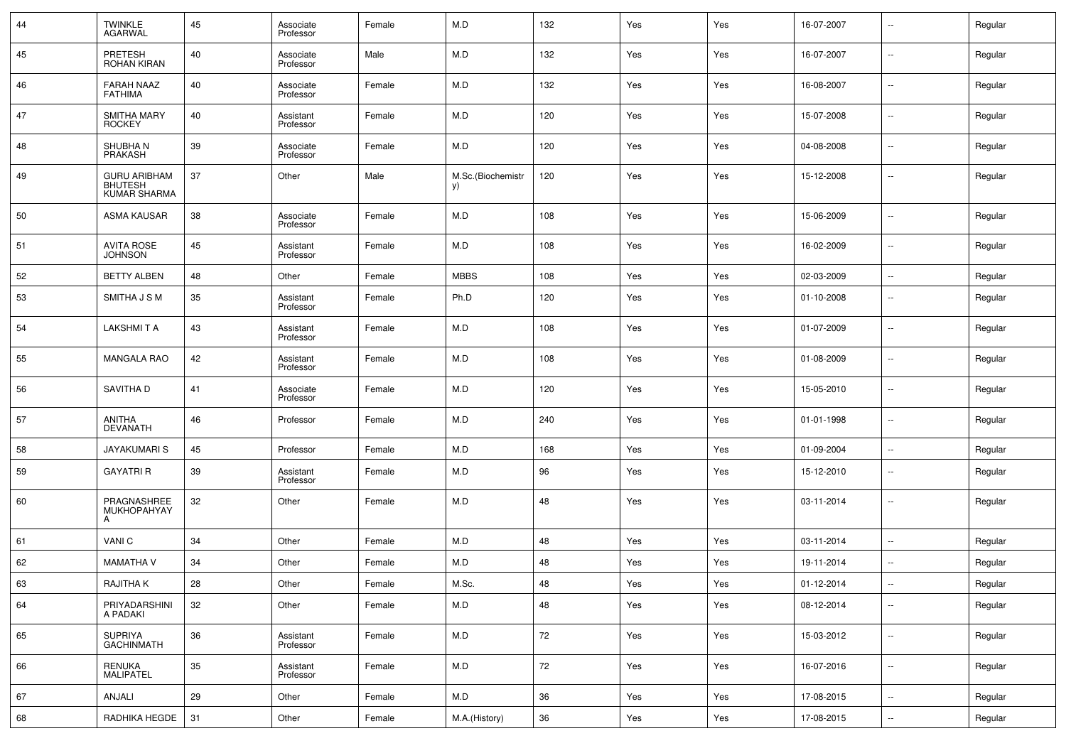| 44 | TWINKLE AGARWAL | 45 | Associate Professor | Female | M.D | 132 | Yes | Yes | 16-07-2007 | -- | Regular |
|---|---|---|---|---|---|---|---|---|---|---|---|
| 45 | PRETESH ROHAN KIRAN | 40 | Associate Professor | Male | M.D | 132 | Yes | Yes | 16-07-2007 | -- | Regular |
| 46 | FARAH NAAZ FATHIMA | 40 | Associate Professor | Female | M.D | 132 | Yes | Yes | 16-08-2007 | -- | Regular |
| 47 | SMITHA MARY ROCKEY | 40 | Assistant Professor | Female | M.D | 120 | Yes | Yes | 15-07-2008 | -- | Regular |
| 48 | SHUBHA N PRAKASH | 39 | Associate Professor | Female | M.D | 120 | Yes | Yes | 04-08-2008 | -- | Regular |
| 49 | GURU ARIBHAM BHUTESH KUMAR SHARMA | 37 | Other | Male | M.Sc.(Biochemistry) | 120 | Yes | Yes | 15-12-2008 | -- | Regular |
| 50 | ASMA KAUSAR | 38 | Associate Professor | Female | M.D | 108 | Yes | Yes | 15-06-2009 | -- | Regular |
| 51 | AVITA ROSE JOHNSON | 45 | Assistant Professor | Female | M.D | 108 | Yes | Yes | 16-02-2009 | -- | Regular |
| 52 | BETTY ALBEN | 48 | Other | Female | MBBS | 108 | Yes | Yes | 02-03-2009 | -- | Regular |
| 53 | SMITHA J S M | 35 | Assistant Professor | Female | Ph.D | 120 | Yes | Yes | 01-10-2008 | -- | Regular |
| 54 | LAKSHMI T A | 43 | Assistant Professor | Female | M.D | 108 | Yes | Yes | 01-07-2009 | -- | Regular |
| 55 | MANGALA RAO | 42 | Assistant Professor | Female | M.D | 108 | Yes | Yes | 01-08-2009 | -- | Regular |
| 56 | SAVITHA D | 41 | Associate Professor | Female | M.D | 120 | Yes | Yes | 15-05-2010 | -- | Regular |
| 57 | ANITHA DEVANATH | 46 | Professor | Female | M.D | 240 | Yes | Yes | 01-01-1998 | -- | Regular |
| 58 | JAYAKUMARI S | 45 | Professor | Female | M.D | 168 | Yes | Yes | 01-09-2004 | -- | Regular |
| 59 | GAYATRI R | 39 | Assistant Professor | Female | M.D | 96 | Yes | Yes | 15-12-2010 | -- | Regular |
| 60 | PRAGNASHREE MUKHOPAHYAY A | 32 | Other | Female | M.D | 48 | Yes | Yes | 03-11-2014 | -- | Regular |
| 61 | VANI C | 34 | Other | Female | M.D | 48 | Yes | Yes | 03-11-2014 | -- | Regular |
| 62 | MAMATHA V | 34 | Other | Female | M.D | 48 | Yes | Yes | 19-11-2014 | -- | Regular |
| 63 | RAJITHA K | 28 | Other | Female | M.Sc. | 48 | Yes | Yes | 01-12-2014 | -- | Regular |
| 64 | PRIYADARSHINI A PADAKI | 32 | Other | Female | M.D | 48 | Yes | Yes | 08-12-2014 | -- | Regular |
| 65 | SUPRIYA GACHINMATH | 36 | Assistant Professor | Female | M.D | 72 | Yes | Yes | 15-03-2012 | -- | Regular |
| 66 | RENUKA MALIPATEL | 35 | Assistant Professor | Female | M.D | 72 | Yes | Yes | 16-07-2016 | -- | Regular |
| 67 | ANJALI | 29 | Other | Female | M.D | 36 | Yes | Yes | 17-08-2015 | -- | Regular |
| 68 | RADHIKA HEGDE | 31 | Other | Female | M.A.(History) | 36 | Yes | Yes | 17-08-2015 | -- | Regular |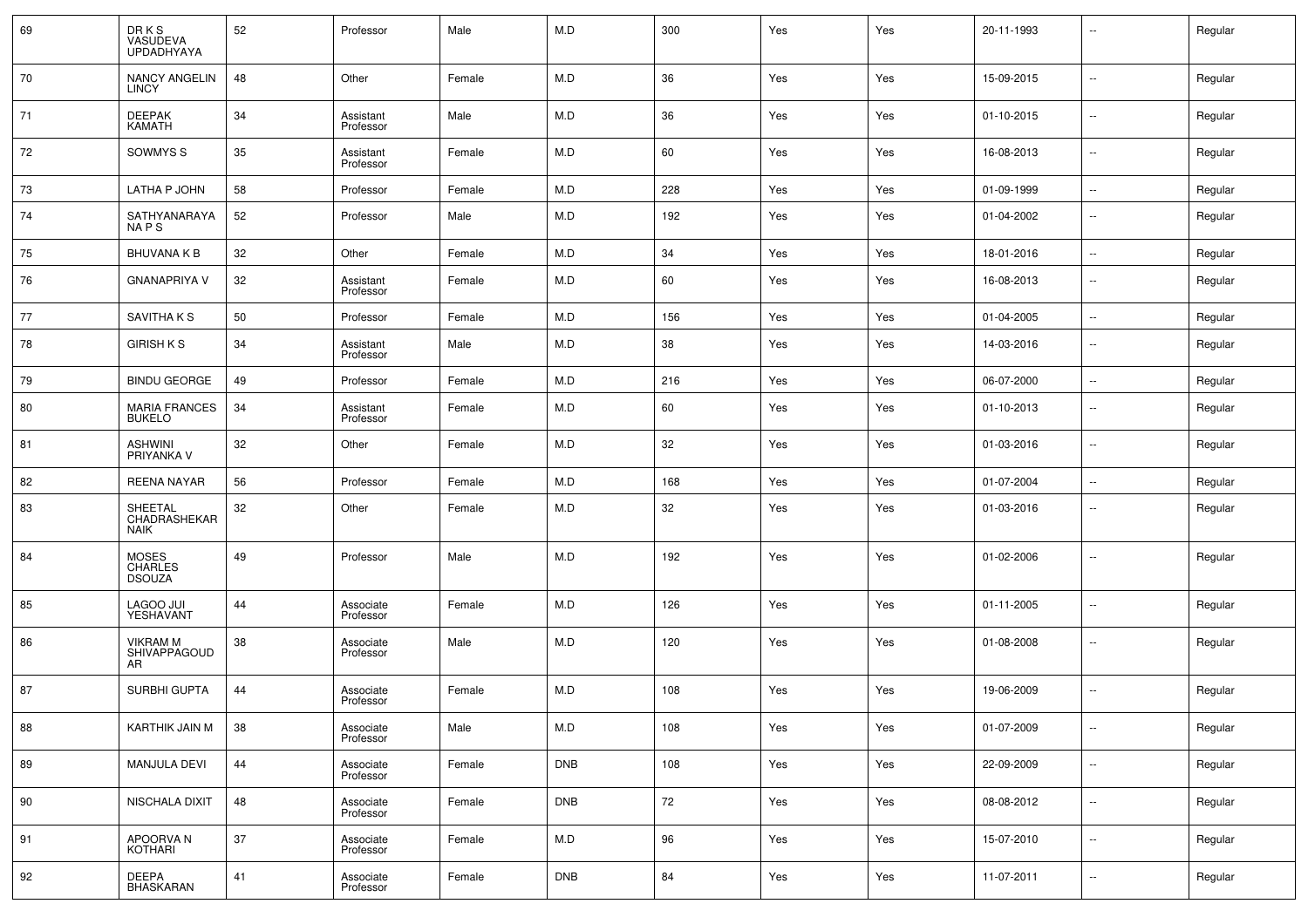| 69 | DR K S VASUDEVA UPDADHYAYA | 52 | Professor | Male | M.D | 300 | Yes | Yes | 20-11-1993 | -- | Regular |
|---|---|---|---|---|---|---|---|---|---|---|---|
| 70 | NANCY ANGELIN LINCY | 48 | Other | Female | M.D | 36 | Yes | Yes | 15-09-2015 | -- | Regular |
| 71 | DEEPAK KAMATH | 34 | Assistant Professor | Male | M.D | 36 | Yes | Yes | 01-10-2015 | -- | Regular |
| 72 | SOWMYS S | 35 | Assistant Professor | Female | M.D | 60 | Yes | Yes | 16-08-2013 | -- | Regular |
| 73 | LATHA P JOHN | 58 | Professor | Female | M.D | 228 | Yes | Yes | 01-09-1999 | -- | Regular |
| 74 | SATHYANARAYANA P S | 52 | Professor | Male | M.D | 192 | Yes | Yes | 01-04-2002 | -- | Regular |
| 75 | BHUVANA K B | 32 | Other | Female | M.D | 34 | Yes | Yes | 18-01-2016 | -- | Regular |
| 76 | GNANAPRIYA V | 32 | Assistant Professor | Female | M.D | 60 | Yes | Yes | 16-08-2013 | -- | Regular |
| 77 | SAVITHA K S | 50 | Professor | Female | M.D | 156 | Yes | Yes | 01-04-2005 | -- | Regular |
| 78 | GIRISH K S | 34 | Assistant Professor | Male | M.D | 38 | Yes | Yes | 14-03-2016 | -- | Regular |
| 79 | BINDU GEORGE | 49 | Professor | Female | M.D | 216 | Yes | Yes | 06-07-2000 | -- | Regular |
| 80 | MARIA FRANCES BUKELO | 34 | Assistant Professor | Female | M.D | 60 | Yes | Yes | 01-10-2013 | -- | Regular |
| 81 | ASHWINI PRIYANKA V | 32 | Other | Female | M.D | 32 | Yes | Yes | 01-03-2016 | -- | Regular |
| 82 | REENA NAYAR | 56 | Professor | Female | M.D | 168 | Yes | Yes | 01-07-2004 | -- | Regular |
| 83 | SHEETAL CHADRASHEKAR NAIK | 32 | Other | Female | M.D | 32 | Yes | Yes | 01-03-2016 | -- | Regular |
| 84 | MOSES CHARLES DSOUZA | 49 | Professor | Male | M.D | 192 | Yes | Yes | 01-02-2006 | -- | Regular |
| 85 | LAGOO JUI YESHAVANT | 44 | Associate Professor | Female | M.D | 126 | Yes | Yes | 01-11-2005 | -- | Regular |
| 86 | VIKRAM M SHIVAPPAGOUDAR | 38 | Associate Professor | Male | M.D | 120 | Yes | Yes | 01-08-2008 | -- | Regular |
| 87 | SURBHI GUPTA | 44 | Associate Professor | Female | M.D | 108 | Yes | Yes | 19-06-2009 | -- | Regular |
| 88 | KARTHIK JAIN M | 38 | Associate Professor | Male | M.D | 108 | Yes | Yes | 01-07-2009 | -- | Regular |
| 89 | MANJULA DEVI | 44 | Associate Professor | Female | DNB | 108 | Yes | Yes | 22-09-2009 | -- | Regular |
| 90 | NISCHALA DIXIT | 48 | Associate Professor | Female | DNB | 72 | Yes | Yes | 08-08-2012 | -- | Regular |
| 91 | APOORVA N KOTHARI | 37 | Associate Professor | Female | M.D | 96 | Yes | Yes | 15-07-2010 | -- | Regular |
| 92 | DEEPA BHASKARAN | 41 | Associate Professor | Female | DNB | 84 | Yes | Yes | 11-07-2011 | -- | Regular |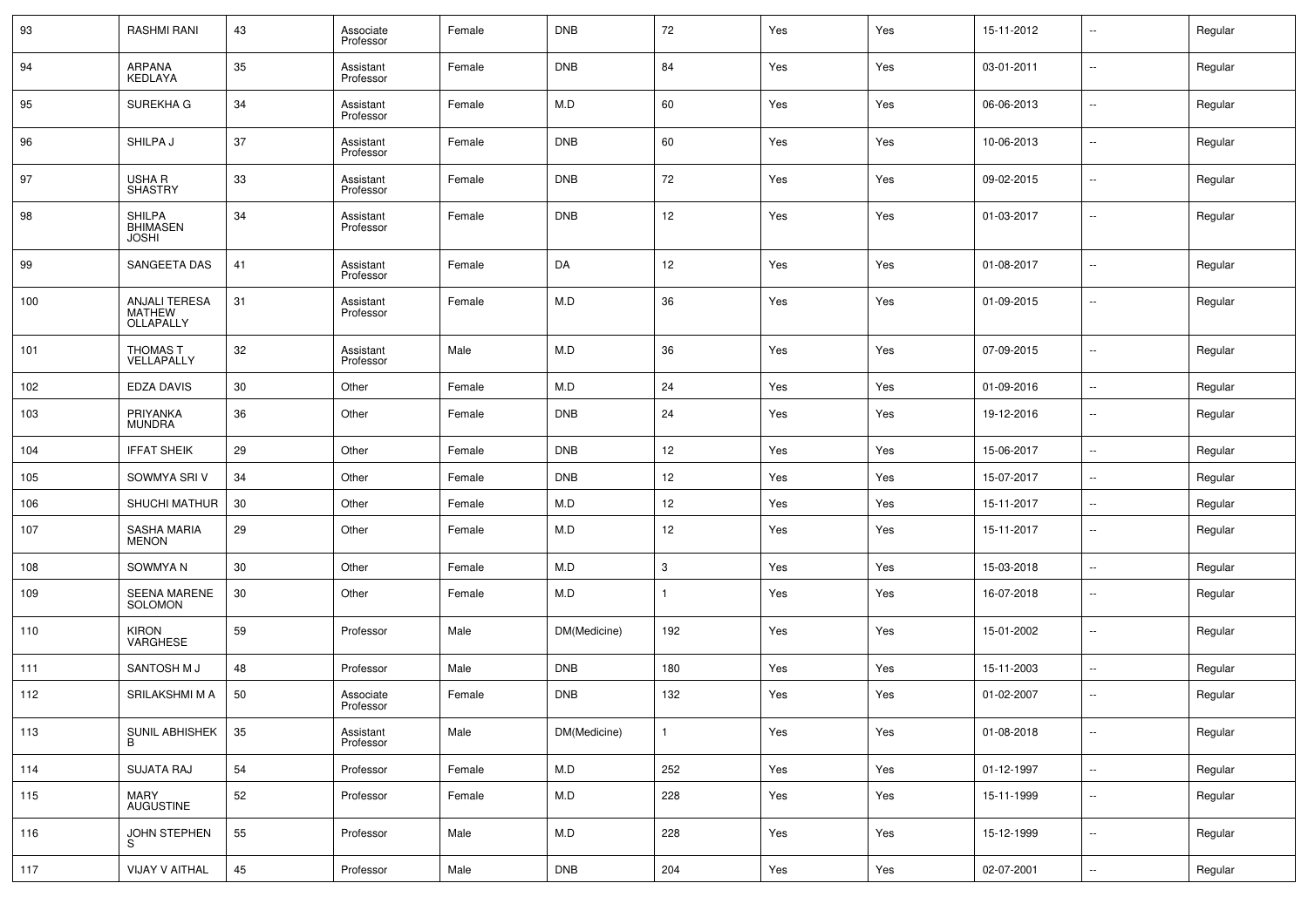| 93 | RASHMI RANI | 43 | Associate Professor | Female | DNB | 72 | Yes | Yes | 15-11-2012 | -- | Regular |
|---|---|---|---|---|---|---|---|---|---|---|---|
| 94 | ARPANA KEDLAYA | 35 | Assistant Professor | Female | DNB | 84 | Yes | Yes | 03-01-2011 | -- | Regular |
| 95 | SUREKHA G | 34 | Assistant Professor | Female | M.D | 60 | Yes | Yes | 06-06-2013 | -- | Regular |
| 96 | SHILPA J | 37 | Assistant Professor | Female | DNB | 60 | Yes | Yes | 10-06-2013 | -- | Regular |
| 97 | USHA R SHASTRY | 33 | Assistant Professor | Female | DNB | 72 | Yes | Yes | 09-02-2015 | -- | Regular |
| 98 | SHILPA BHIMASEN JOSHI | 34 | Assistant Professor | Female | DNB | 12 | Yes | Yes | 01-03-2017 | -- | Regular |
| 99 | SANGEETA DAS | 41 | Assistant Professor | Female | DA | 12 | Yes | Yes | 01-08-2017 | -- | Regular |
| 100 | ANJALI TERESA MATHEW OLLAPALLY | 31 | Assistant Professor | Female | M.D | 36 | Yes | Yes | 01-09-2015 | -- | Regular |
| 101 | THOMAS T VELLAPALLY | 32 | Assistant Professor | Male | M.D | 36 | Yes | Yes | 07-09-2015 | -- | Regular |
| 102 | EDZA DAVIS | 30 | Other | Female | M.D | 24 | Yes | Yes | 01-09-2016 | -- | Regular |
| 103 | PRIYANKA MUNDRA | 36 | Other | Female | DNB | 24 | Yes | Yes | 19-12-2016 | -- | Regular |
| 104 | IFFAT SHEIK | 29 | Other | Female | DNB | 12 | Yes | Yes | 15-06-2017 | -- | Regular |
| 105 | SOWMYA SRI V | 34 | Other | Female | DNB | 12 | Yes | Yes | 15-07-2017 | -- | Regular |
| 106 | SHUCHI MATHUR | 30 | Other | Female | M.D | 12 | Yes | Yes | 15-11-2017 | -- | Regular |
| 107 | SASHA MARIA MENON | 29 | Other | Female | M.D | 12 | Yes | Yes | 15-11-2017 | -- | Regular |
| 108 | SOWMYA N | 30 | Other | Female | M.D | 3 | Yes | Yes | 15-03-2018 | -- | Regular |
| 109 | SEENA MARENE SOLOMON | 30 | Other | Female | M.D | 1 | Yes | Yes | 16-07-2018 | -- | Regular |
| 110 | KIRON VARGHESE | 59 | Professor | Male | DM(Medicine) | 192 | Yes | Yes | 15-01-2002 | -- | Regular |
| 111 | SANTOSH M J | 48 | Professor | Male | DNB | 180 | Yes | Yes | 15-11-2003 | -- | Regular |
| 112 | SRILAKSHMI M A | 50 | Associate Professor | Female | DNB | 132 | Yes | Yes | 01-02-2007 | -- | Regular |
| 113 | SUNIL ABHISHEK B | 35 | Assistant Professor | Male | DM(Medicine) | 1 | Yes | Yes | 01-08-2018 | -- | Regular |
| 114 | SUJATA RAJ | 54 | Professor | Female | M.D | 252 | Yes | Yes | 01-12-1997 | -- | Regular |
| 115 | MARY AUGUSTINE | 52 | Professor | Female | M.D | 228 | Yes | Yes | 15-11-1999 | -- | Regular |
| 116 | JOHN STEPHEN S | 55 | Professor | Male | M.D | 228 | Yes | Yes | 15-12-1999 | -- | Regular |
| 117 | VIJAY V AITHAL | 45 | Professor | Male | DNB | 204 | Yes | Yes | 02-07-2001 | -- | Regular |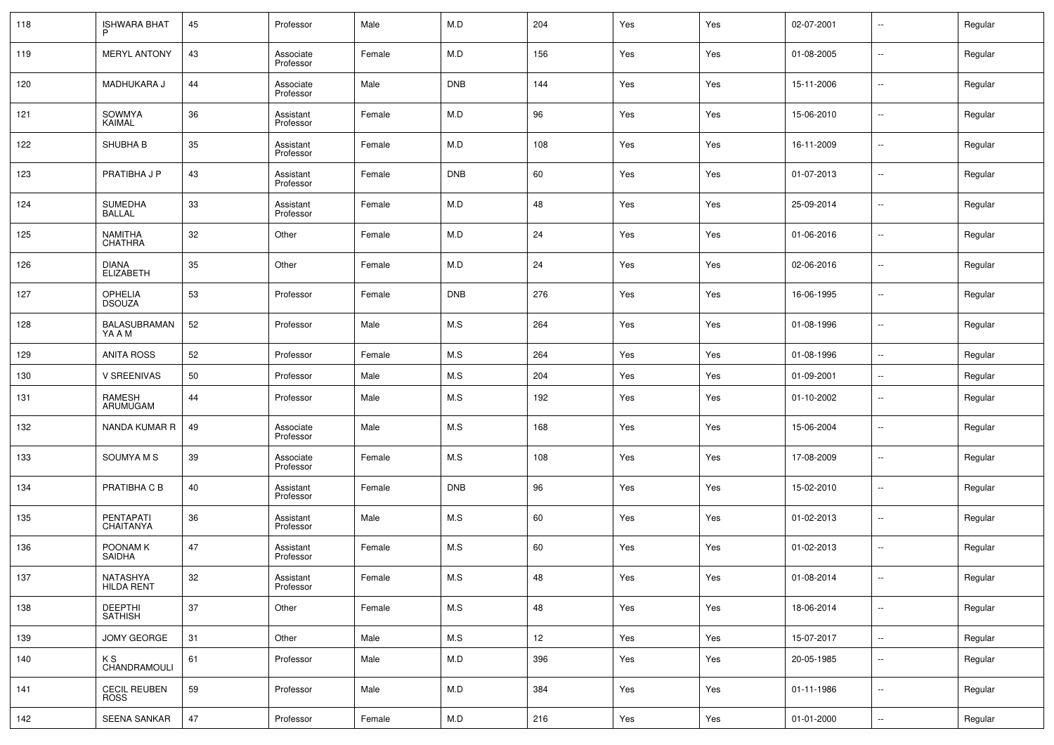| 118 | ISHWARA BHAT P | 45 | Professor | Male | M.D | 204 | Yes | Yes | 02-07-2001 | -- | Regular |
|---|---|---|---|---|---|---|---|---|---|---|---|
| 119 | MERYL ANTONY | 43 | Associate Professor | Female | M.D | 156 | Yes | Yes | 01-08-2005 | -- | Regular |
| 120 | MADHUKARA J | 44 | Associate Professor | Male | DNB | 144 | Yes | Yes | 15-11-2006 | -- | Regular |
| 121 | SOWMYA KAIMAL | 36 | Assistant Professor | Female | M.D | 96 | Yes | Yes | 15-06-2010 | -- | Regular |
| 122 | SHUBHA B | 35 | Assistant Professor | Female | M.D | 108 | Yes | Yes | 16-11-2009 | -- | Regular |
| 123 | PRATIBHA J P | 43 | Assistant Professor | Female | DNB | 60 | Yes | Yes | 01-07-2013 | -- | Regular |
| 124 | SUMEDHA BALLAL | 33 | Assistant Professor | Female | M.D | 48 | Yes | Yes | 25-09-2014 | -- | Regular |
| 125 | NAMITHA CHATHRA | 32 | Other | Female | M.D | 24 | Yes | Yes | 01-06-2016 | -- | Regular |
| 126 | DIANA ELIZABETH | 35 | Other | Female | M.D | 24 | Yes | Yes | 02-06-2016 | -- | Regular |
| 127 | OPHELIA DSOUZA | 53 | Professor | Female | DNB | 276 | Yes | Yes | 16-06-1995 | -- | Regular |
| 128 | BALASUBRAMANYA A M | 52 | Professor | Male | M.S | 264 | Yes | Yes | 01-08-1996 | -- | Regular |
| 129 | ANITA ROSS | 52 | Professor | Female | M.S | 264 | Yes | Yes | 01-08-1996 | -- | Regular |
| 130 | V SREENIVAS | 50 | Professor | Male | M.S | 204 | Yes | Yes | 01-09-2001 | -- | Regular |
| 131 | RAMESH ARUMUGAM | 44 | Professor | Male | M.S | 192 | Yes | Yes | 01-10-2002 | -- | Regular |
| 132 | NANDA KUMAR R | 49 | Associate Professor | Male | M.S | 168 | Yes | Yes | 15-06-2004 | -- | Regular |
| 133 | SOUMYA M S | 39 | Associate Professor | Female | M.S | 108 | Yes | Yes | 17-08-2009 | -- | Regular |
| 134 | PRATIBHA C B | 40 | Assistant Professor | Female | DNB | 96 | Yes | Yes | 15-02-2010 | -- | Regular |
| 135 | PENTAPATI CHAITANYA | 36 | Assistant Professor | Male | M.S | 60 | Yes | Yes | 01-02-2013 | -- | Regular |
| 136 | POONAM K SAIDHA | 47 | Assistant Professor | Female | M.S | 60 | Yes | Yes | 01-02-2013 | -- | Regular |
| 137 | NATASHYA HILDA RENT | 32 | Assistant Professor | Female | M.S | 48 | Yes | Yes | 01-08-2014 | -- | Regular |
| 138 | DEEPTHI SATHISH | 37 | Other | Female | M.S | 48 | Yes | Yes | 18-06-2014 | -- | Regular |
| 139 | JOMY GEORGE | 31 | Other | Male | M.S | 12 | Yes | Yes | 15-07-2017 | -- | Regular |
| 140 | K S CHANDRAMOULI | 61 | Professor | Male | M.D | 396 | Yes | Yes | 20-05-1985 | -- | Regular |
| 141 | CECIL REUBEN ROSS | 59 | Professor | Male | M.D | 384 | Yes | Yes | 01-11-1986 | -- | Regular |
| 142 | SEENA SANKAR | 47 | Professor | Female | M.D | 216 | Yes | Yes | 01-01-2000 | -- | Regular |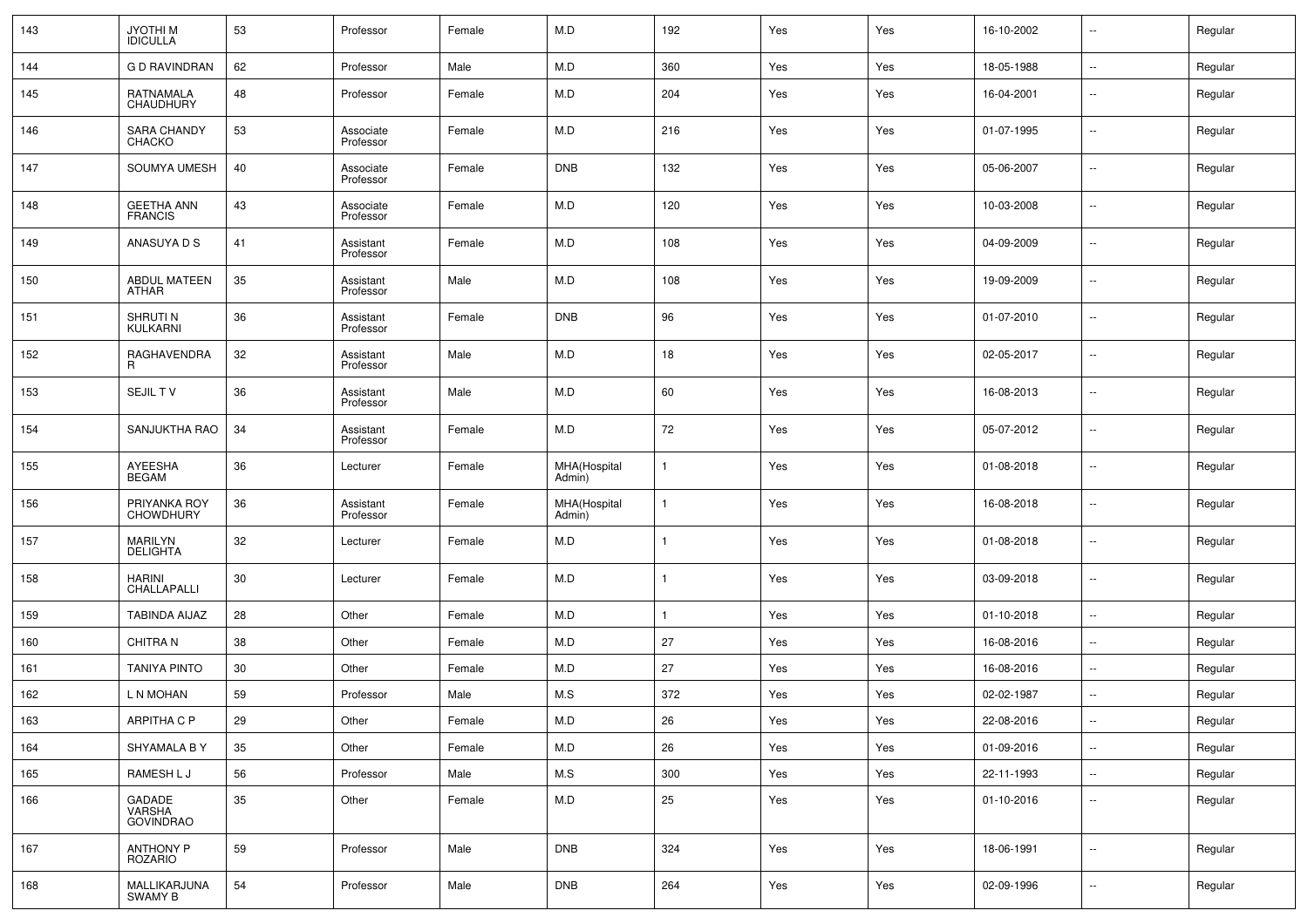| | | | | | | | | | | | |
|---|---|---|---|---|---|---|---|---|---|---|---|
| 143 | JYOTHI M IDICULLA | 53 | Professor | Female | M.D | 192 | Yes | Yes | 16-10-2002 | -- | Regular |
| 144 | G D RAVINDRAN | 62 | Professor | Male | M.D | 360 | Yes | Yes | 18-05-1988 | -- | Regular |
| 145 | RATNAMALA CHAUDHURY | 48 | Professor | Female | M.D | 204 | Yes | Yes | 16-04-2001 | -- | Regular |
| 146 | SARA CHANDY CHACKO | 53 | Associate Professor | Female | M.D | 216 | Yes | Yes | 01-07-1995 | -- | Regular |
| 147 | SOUMYA UMESH | 40 | Associate Professor | Female | DNB | 132 | Yes | Yes | 05-06-2007 | -- | Regular |
| 148 | GEETHA ANN FRANCIS | 43 | Associate Professor | Female | M.D | 120 | Yes | Yes | 10-03-2008 | -- | Regular |
| 149 | ANASUYA D S | 41 | Assistant Professor | Female | M.D | 108 | Yes | Yes | 04-09-2009 | -- | Regular |
| 150 | ABDUL MATEEN ATHAR | 35 | Assistant Professor | Male | M.D | 108 | Yes | Yes | 19-09-2009 | -- | Regular |
| 151 | SHRUTI N KULKARNI | 36 | Assistant Professor | Female | DNB | 96 | Yes | Yes | 01-07-2010 | -- | Regular |
| 152 | RAGHAVENDRA R | 32 | Assistant Professor | Male | M.D | 18 | Yes | Yes | 02-05-2017 | -- | Regular |
| 153 | SEJIL T V | 36 | Assistant Professor | Male | M.D | 60 | Yes | Yes | 16-08-2013 | -- | Regular |
| 154 | SANJUKTHA RAO | 34 | Assistant Professor | Female | M.D | 72 | Yes | Yes | 05-07-2012 | -- | Regular |
| 155 | AYEESHA BEGAM | 36 | Lecturer | Female | MHA(Hospital Admin) | 1 | Yes | Yes | 01-08-2018 | -- | Regular |
| 156 | PRIYANKA ROY CHOWDHURY | 36 | Assistant Professor | Female | MHA(Hospital Admin) | 1 | Yes | Yes | 16-08-2018 | -- | Regular |
| 157 | MARILYN DELIGHTA | 32 | Lecturer | Female | M.D | 1 | Yes | Yes | 01-08-2018 | -- | Regular |
| 158 | HARINI CHALLAPALLI | 30 | Lecturer | Female | M.D | 1 | Yes | Yes | 03-09-2018 | -- | Regular |
| 159 | TABINDA AIJAZ | 28 | Other | Female | M.D | 1 | Yes | Yes | 01-10-2018 | -- | Regular |
| 160 | CHITRA N | 38 | Other | Female | M.D | 27 | Yes | Yes | 16-08-2016 | -- | Regular |
| 161 | TANIYA PINTO | 30 | Other | Female | M.D | 27 | Yes | Yes | 16-08-2016 | -- | Regular |
| 162 | L N MOHAN | 59 | Professor | Male | M.S | 372 | Yes | Yes | 02-02-1987 | -- | Regular |
| 163 | ARPITHA C P | 29 | Other | Female | M.D | 26 | Yes | Yes | 22-08-2016 | -- | Regular |
| 164 | SHYAMALA B Y | 35 | Other | Female | M.D | 26 | Yes | Yes | 01-09-2016 | -- | Regular |
| 165 | RAMESH L J | 56 | Professor | Male | M.S | 300 | Yes | Yes | 22-11-1993 | -- | Regular |
| 166 | GADADE VARSHA GOVINDRAO | 35 | Other | Female | M.D | 25 | Yes | Yes | 01-10-2016 | -- | Regular |
| 167 | ANTHONY P ROZARIO | 59 | Professor | Male | DNB | 324 | Yes | Yes | 18-06-1991 | -- | Regular |
| 168 | MALLIKARJUNA SWAMY B | 54 | Professor | Male | DNB | 264 | Yes | Yes | 02-09-1996 | -- | Regular |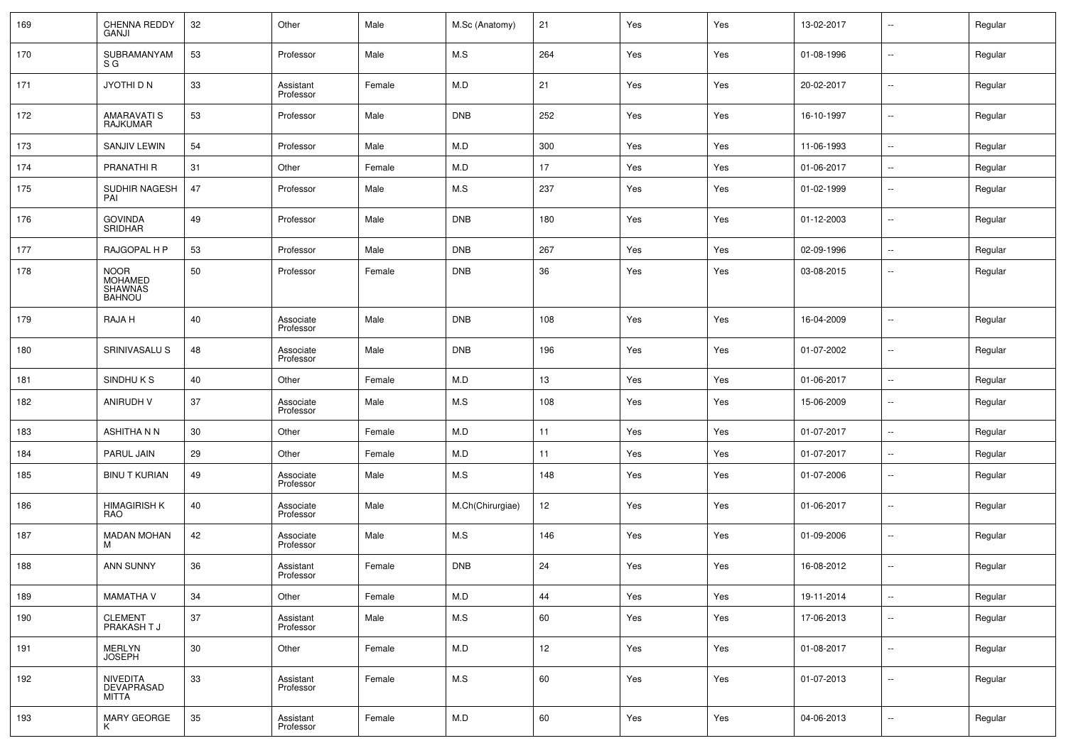| 169 | CHENNA REDDY GANJI | 32 | Other | Male | M.Sc (Anatomy) | 21 | Yes | Yes | 13-02-2017 | -- | Regular |
|---|---|---|---|---|---|---|---|---|---|---|---|
| 170 | SUBRAMANYAM S G | 53 | Professor | Male | M.S | 264 | Yes | Yes | 01-08-1996 | -- | Regular |
| 171 | JYOTHI D N | 33 | Assistant Professor | Female | M.D | 21 | Yes | Yes | 20-02-2017 | -- | Regular |
| 172 | AMARAVATI S RAJKUMAR | 53 | Professor | Male | DNB | 252 | Yes | Yes | 16-10-1997 | -- | Regular |
| 173 | SANJIV LEWIN | 54 | Professor | Male | M.D | 300 | Yes | Yes | 11-06-1993 | -- | Regular |
| 174 | PRANATHI R | 31 | Other | Female | M.D | 17 | Yes | Yes | 01-06-2017 | -- | Regular |
| 175 | SUDHIR NAGESH PAI | 47 | Professor | Male | M.S | 237 | Yes | Yes | 01-02-1999 | -- | Regular |
| 176 | GOVINDA SRIDHAR | 49 | Professor | Male | DNB | 180 | Yes | Yes | 01-12-2003 | -- | Regular |
| 177 | RAJGOPAL H P | 53 | Professor | Male | DNB | 267 | Yes | Yes | 02-09-1996 | -- | Regular |
| 178 | NOOR MOHAMED SHAWNAS BAHNOU | 50 | Professor | Female | DNB | 36 | Yes | Yes | 03-08-2015 | -- | Regular |
| 179 | RAJA H | 40 | Associate Professor | Male | DNB | 108 | Yes | Yes | 16-04-2009 | -- | Regular |
| 180 | SRINIVASALU S | 48 | Associate Professor | Male | DNB | 196 | Yes | Yes | 01-07-2002 | -- | Regular |
| 181 | SINDHU K S | 40 | Other | Female | M.D | 13 | Yes | Yes | 01-06-2017 | -- | Regular |
| 182 | ANIRUDH V | 37 | Associate Professor | Male | M.S | 108 | Yes | Yes | 15-06-2009 | -- | Regular |
| 183 | ASHITHA N N | 30 | Other | Female | M.D | 11 | Yes | Yes | 01-07-2017 | -- | Regular |
| 184 | PARUL JAIN | 29 | Other | Female | M.D | 11 | Yes | Yes | 01-07-2017 | -- | Regular |
| 185 | BINU T KURIAN | 49 | Associate Professor | Male | M.S | 148 | Yes | Yes | 01-07-2006 | -- | Regular |
| 186 | HIMAGIRISH K RAO | 40 | Associate Professor | Male | M.Ch(Chirurgiae) | 12 | Yes | Yes | 01-06-2017 | -- | Regular |
| 187 | MADAN MOHAN M | 42 | Associate Professor | Male | M.S | 146 | Yes | Yes | 01-09-2006 | -- | Regular |
| 188 | ANN SUNNY | 36 | Assistant Professor | Female | DNB | 24 | Yes | Yes | 16-08-2012 | -- | Regular |
| 189 | MAMATHA V | 34 | Other | Female | M.D | 44 | Yes | Yes | 19-11-2014 | -- | Regular |
| 190 | CLEMENT PRAKASH T J | 37 | Assistant Professor | Male | M.S | 60 | Yes | Yes | 17-06-2013 | -- | Regular |
| 191 | MERLYN JOSEPH | 30 | Other | Female | M.D | 12 | Yes | Yes | 01-08-2017 | -- | Regular |
| 192 | NIVEDITA DEVAPRASAD MITTA | 33 | Assistant Professor | Female | M.S | 60 | Yes | Yes | 01-07-2013 | -- | Regular |
| 193 | MARY GEORGE K | 35 | Assistant Professor | Female | M.D | 60 | Yes | Yes | 04-06-2013 | -- | Regular |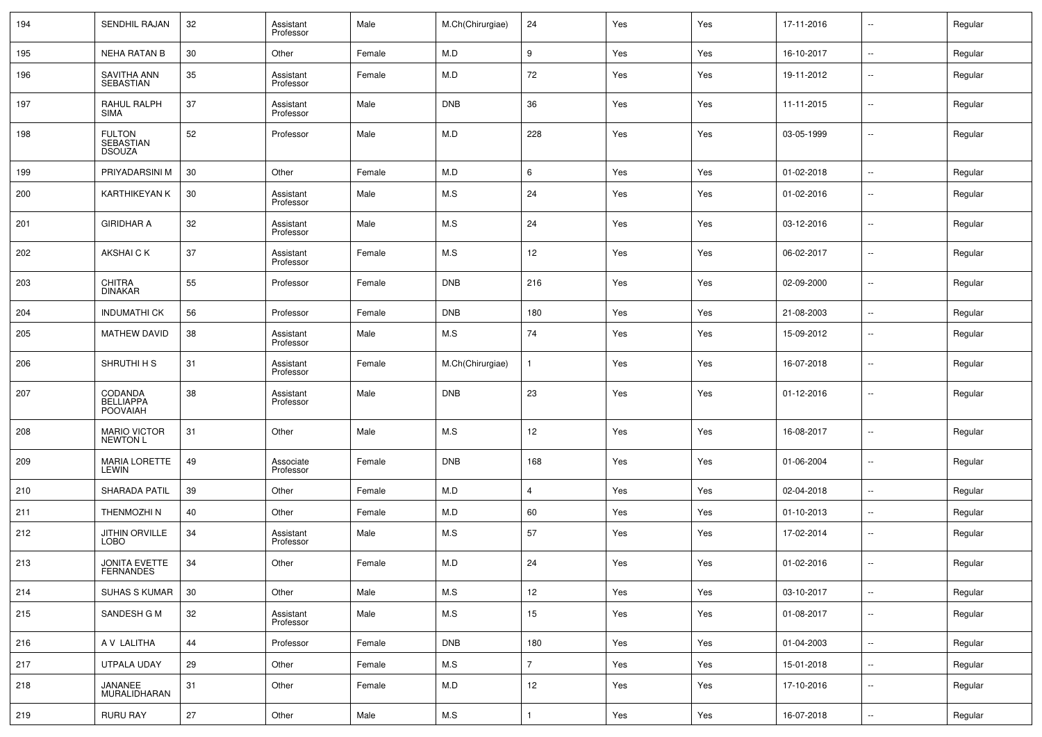| 194 | SENDHIL RAJAN | 32 | Assistant Professor | Male | M.Ch(Chirurgiae) | 24 | Yes | Yes | 17-11-2016 | -- | Regular |
|---|---|---|---|---|---|---|---|---|---|---|---|
| 195 | NEHA RATAN B | 30 | Other | Female | M.D | 9 | Yes | Yes | 16-10-2017 | -- | Regular |
| 196 | SAVITHA ANN SEBASTIAN | 35 | Assistant Professor | Female | M.D | 72 | Yes | Yes | 19-11-2012 | -- | Regular |
| 197 | RAHUL RALPH SIMA | 37 | Assistant Professor | Male | DNB | 36 | Yes | Yes | 11-11-2015 | -- | Regular |
| 198 | FULTON SEBASTIAN DSOUZA | 52 | Professor | Male | M.D | 228 | Yes | Yes | 03-05-1999 | -- | Regular |
| 199 | PRIYADARSINI M | 30 | Other | Female | M.D | 6 | Yes | Yes | 01-02-2018 | -- | Regular |
| 200 | KARTHIKEYAN K | 30 | Assistant Professor | Male | M.S | 24 | Yes | Yes | 01-02-2016 | -- | Regular |
| 201 | GIRIDHAR A | 32 | Assistant Professor | Male | M.S | 24 | Yes | Yes | 03-12-2016 | -- | Regular |
| 202 | AKSHAI C K | 37 | Assistant Professor | Female | M.S | 12 | Yes | Yes | 06-02-2017 | -- | Regular |
| 203 | CHITRA DINAKAR | 55 | Professor | Female | DNB | 216 | Yes | Yes | 02-09-2000 | -- | Regular |
| 204 | INDUMATHI CK | 56 | Professor | Female | DNB | 180 | Yes | Yes | 21-08-2003 | -- | Regular |
| 205 | MATHEW DAVID | 38 | Assistant Professor | Male | M.S | 74 | Yes | Yes | 15-09-2012 | -- | Regular |
| 206 | SHRUTHI H S | 31 | Assistant Professor | Female | M.Ch(Chirurgiae) | 1 | Yes | Yes | 16-07-2018 | -- | Regular |
| 207 | CODANDA BELLIAPPA POOVAIAH | 38 | Assistant Professor | Male | DNB | 23 | Yes | Yes | 01-12-2016 | -- | Regular |
| 208 | MARIO VICTOR NEWTON L | 31 | Other | Male | M.S | 12 | Yes | Yes | 16-08-2017 | -- | Regular |
| 209 | MARIA LORETTE LEWIN | 49 | Associate Professor | Female | DNB | 168 | Yes | Yes | 01-06-2004 | -- | Regular |
| 210 | SHARADA PATIL | 39 | Other | Female | M.D | 4 | Yes | Yes | 02-04-2018 | -- | Regular |
| 211 | THENMOZHI N | 40 | Other | Female | M.D | 60 | Yes | Yes | 01-10-2013 | -- | Regular |
| 212 | JITHIN ORVILLE LOBO | 34 | Assistant Professor | Male | M.S | 57 | Yes | Yes | 17-02-2014 | -- | Regular |
| 213 | JONITA EVETTE FERNANDES | 34 | Other | Female | M.D | 24 | Yes | Yes | 01-02-2016 | -- | Regular |
| 214 | SUHAS S KUMAR | 30 | Other | Male | M.S | 12 | Yes | Yes | 03-10-2017 | -- | Regular |
| 215 | SANDESH G M | 32 | Assistant Professor | Male | M.S | 15 | Yes | Yes | 01-08-2017 | -- | Regular |
| 216 | A V LALITHA | 44 | Professor | Female | DNB | 180 | Yes | Yes | 01-04-2003 | -- | Regular |
| 217 | UTPALA UDAY | 29 | Other | Female | M.S | 7 | Yes | Yes | 15-01-2018 | -- | Regular |
| 218 | JANANEE MURALIDHARAN | 31 | Other | Female | M.D | 12 | Yes | Yes | 17-10-2016 | -- | Regular |
| 219 | RURU RAY | 27 | Other | Male | M.S | 1 | Yes | Yes | 16-07-2018 | -- | Regular |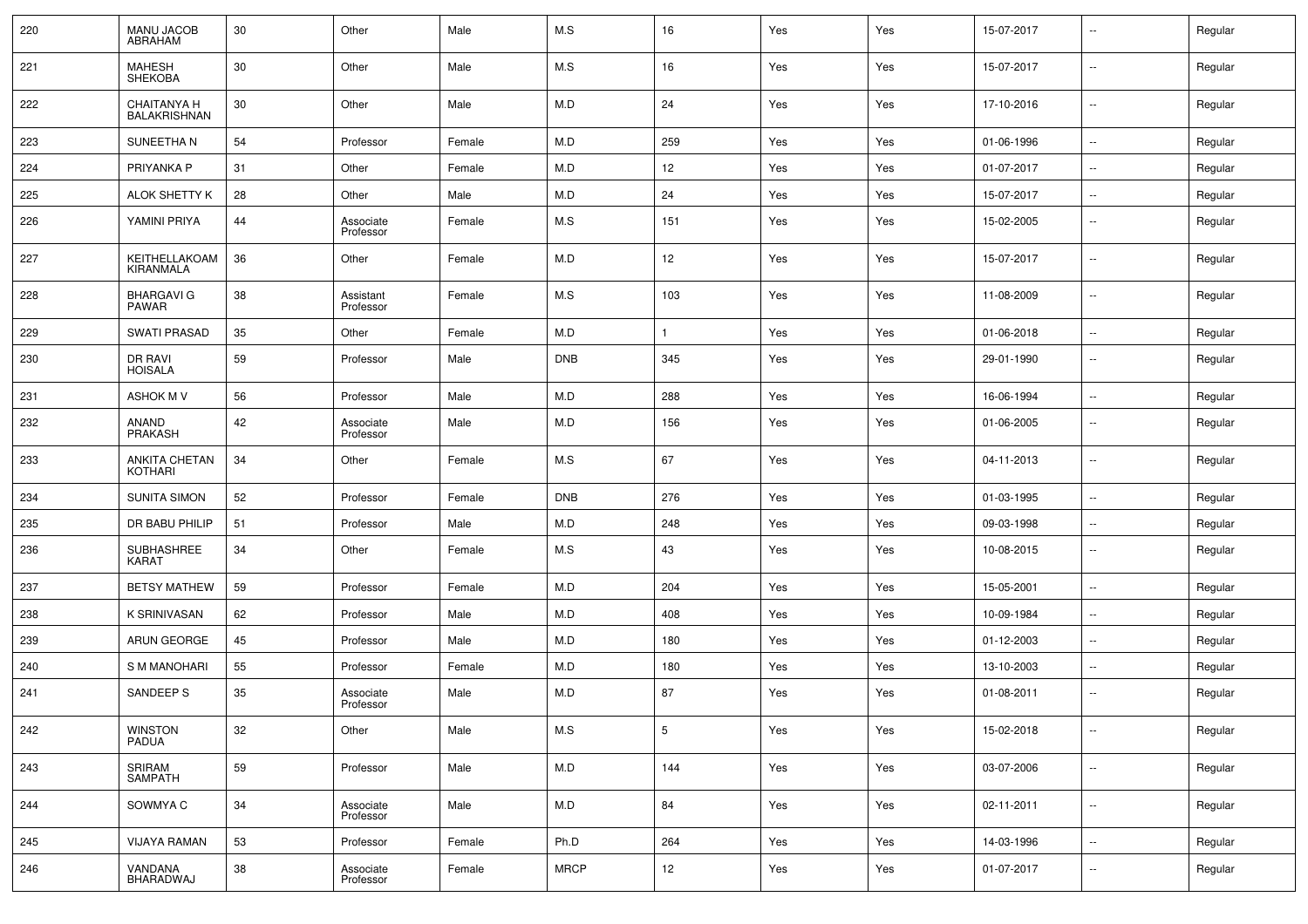| 220 | MANU JACOB ABRAHAM | 30 | Other | Male | M.S | 16 | Yes | Yes | 15-07-2017 | -- | Regular |
|---|---|---|---|---|---|---|---|---|---|---|---|
| 221 | MAHESH SHEKOBA | 30 | Other | Male | M.S | 16 | Yes | Yes | 15-07-2017 | -- | Regular |
| 222 | CHAITANYA H BALAKRISHNAN | 30 | Other | Male | M.D | 24 | Yes | Yes | 17-10-2016 | -- | Regular |
| 223 | SUNEETHA N | 54 | Professor | Female | M.D | 259 | Yes | Yes | 01-06-1996 | -- | Regular |
| 224 | PRIYANKA P | 31 | Other | Female | M.D | 12 | Yes | Yes | 01-07-2017 | -- | Regular |
| 225 | ALOK SHETTY K | 28 | Other | Male | M.D | 24 | Yes | Yes | 15-07-2017 | -- | Regular |
| 226 | YAMINI PRIYA | 44 | Associate Professor | Female | M.S | 151 | Yes | Yes | 15-02-2005 | -- | Regular |
| 227 | KEITHELLAKOAM KIRANMALA | 36 | Other | Female | M.D | 12 | Yes | Yes | 15-07-2017 | -- | Regular |
| 228 | BHARGAVI G PAWAR | 38 | Assistant Professor | Female | M.S | 103 | Yes | Yes | 11-08-2009 | -- | Regular |
| 229 | SWATI PRASAD | 35 | Other | Female | M.D | 1 | Yes | Yes | 01-06-2018 | -- | Regular |
| 230 | DR RAVI HOISALA | 59 | Professor | Male | DNB | 345 | Yes | Yes | 29-01-1990 | -- | Regular |
| 231 | ASHOK M V | 56 | Professor | Male | M.D | 288 | Yes | Yes | 16-06-1994 | -- | Regular |
| 232 | ANAND PRAKASH | 42 | Associate Professor | Male | M.D | 156 | Yes | Yes | 01-06-2005 | -- | Regular |
| 233 | ANKITA CHETAN KOTHARI | 34 | Other | Female | M.S | 67 | Yes | Yes | 04-11-2013 | -- | Regular |
| 234 | SUNITA SIMON | 52 | Professor | Female | DNB | 276 | Yes | Yes | 01-03-1995 | -- | Regular |
| 235 | DR BABU PHILIP | 51 | Professor | Male | M.D | 248 | Yes | Yes | 09-03-1998 | -- | Regular |
| 236 | SUBHASHREE KARAT | 34 | Other | Female | M.S | 43 | Yes | Yes | 10-08-2015 | -- | Regular |
| 237 | BETSY MATHEW | 59 | Professor | Female | M.D | 204 | Yes | Yes | 15-05-2001 | -- | Regular |
| 238 | K SRINIVASAN | 62 | Professor | Male | M.D | 408 | Yes | Yes | 10-09-1984 | -- | Regular |
| 239 | ARUN GEORGE | 45 | Professor | Male | M.D | 180 | Yes | Yes | 01-12-2003 | -- | Regular |
| 240 | S M MANOHARI | 55 | Professor | Female | M.D | 180 | Yes | Yes | 13-10-2003 | -- | Regular |
| 241 | SANDEEP S | 35 | Associate Professor | Male | M.D | 87 | Yes | Yes | 01-08-2011 | -- | Regular |
| 242 | WINSTON PADUA | 32 | Other | Male | M.S | 5 | Yes | Yes | 15-02-2018 | -- | Regular |
| 243 | SRIRAM SAMPATH | 59 | Professor | Male | M.D | 144 | Yes | Yes | 03-07-2006 | -- | Regular |
| 244 | SOWMYA C | 34 | Associate Professor | Male | M.D | 84 | Yes | Yes | 02-11-2011 | -- | Regular |
| 245 | VIJAYA RAMAN | 53 | Professor | Female | Ph.D | 264 | Yes | Yes | 14-03-1996 | -- | Regular |
| 246 | VANDANA BHARADWAJ | 38 | Associate Professor | Female | MRCP | 12 | Yes | Yes | 01-07-2017 | -- | Regular |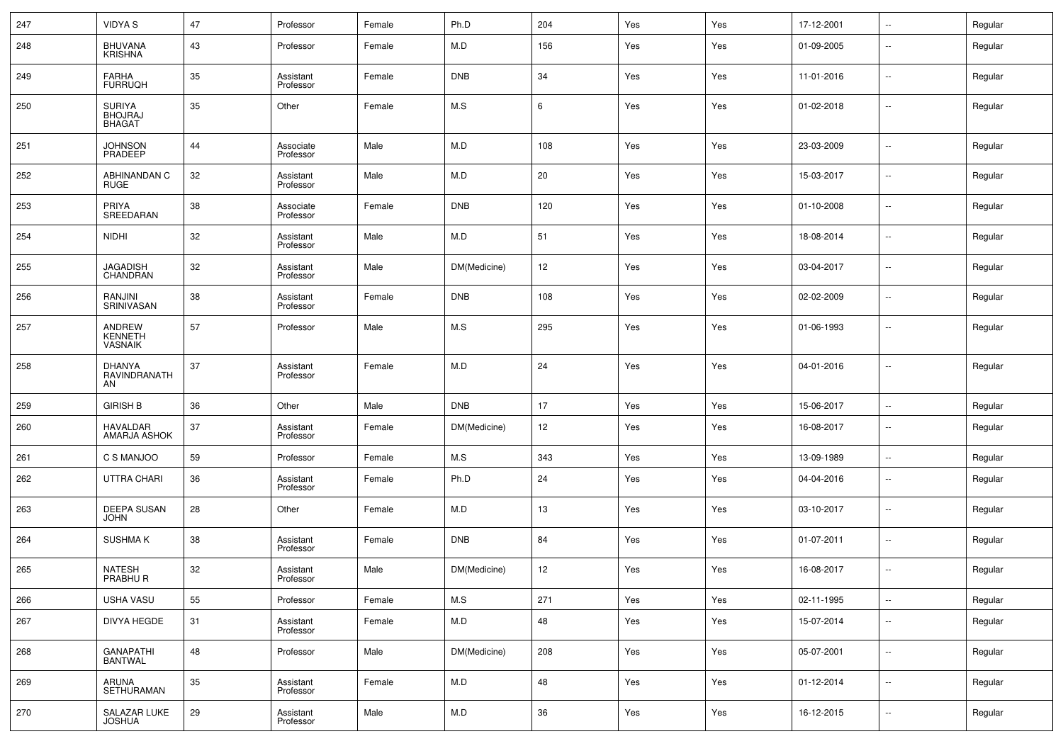| | | | | | | | | | | | |
|---|---|---|---|---|---|---|---|---|---|---|---|
| 247 | VIDYA S | 47 | Professor | Female | Ph.D | 204 | Yes | Yes | 17-12-2001 | -- | Regular |
| 248 | BHUVANA KRISHNA | 43 | Professor | Female | M.D | 156 | Yes | Yes | 01-09-2005 | -- | Regular |
| 249 | FARHA FURRUQH | 35 | Assistant Professor | Female | DNB | 34 | Yes | Yes | 11-01-2016 | -- | Regular |
| 250 | SURIYA BHOJRAJ BHAGAT | 35 | Other | Female | M.S | 6 | Yes | Yes | 01-02-2018 | -- | Regular |
| 251 | JOHNSON PRADEEP | 44 | Associate Professor | Male | M.D | 108 | Yes | Yes | 23-03-2009 | -- | Regular |
| 252 | ABHINANDAN C RUGE | 32 | Assistant Professor | Male | M.D | 20 | Yes | Yes | 15-03-2017 | -- | Regular |
| 253 | PRIYA SREEDARAN | 38 | Associate Professor | Female | DNB | 120 | Yes | Yes | 01-10-2008 | -- | Regular |
| 254 | NIDHI | 32 | Assistant Professor | Male | M.D | 51 | Yes | Yes | 18-08-2014 | -- | Regular |
| 255 | JAGADISH CHANDRAN | 32 | Assistant Professor | Male | DM(Medicine) | 12 | Yes | Yes | 03-04-2017 | -- | Regular |
| 256 | RANJINI SRINIVASAN | 38 | Assistant Professor | Female | DNB | 108 | Yes | Yes | 02-02-2009 | -- | Regular |
| 257 | ANDREW KENNETH VASNAIK | 57 | Professor | Male | M.S | 295 | Yes | Yes | 01-06-1993 | -- | Regular |
| 258 | DHANYA RAVINDRANATH AN | 37 | Assistant Professor | Female | M.D | 24 | Yes | Yes | 04-01-2016 | -- | Regular |
| 259 | GIRISH B | 36 | Other | Male | DNB | 17 | Yes | Yes | 15-06-2017 | -- | Regular |
| 260 | HAVALDAR AMARJA ASHOK | 37 | Assistant Professor | Female | DM(Medicine) | 12 | Yes | Yes | 16-08-2017 | -- | Regular |
| 261 | C S MANJOO | 59 | Professor | Female | M.S | 343 | Yes | Yes | 13-09-1989 | -- | Regular |
| 262 | UTTRA CHARI | 36 | Assistant Professor | Female | Ph.D | 24 | Yes | Yes | 04-04-2016 | -- | Regular |
| 263 | DEEPA SUSAN JOHN | 28 | Other | Female | M.D | 13 | Yes | Yes | 03-10-2017 | -- | Regular |
| 264 | SUSHMA K | 38 | Assistant Professor | Female | DNB | 84 | Yes | Yes | 01-07-2011 | -- | Regular |
| 265 | NATESH PRABHU R | 32 | Assistant Professor | Male | DM(Medicine) | 12 | Yes | Yes | 16-08-2017 | -- | Regular |
| 266 | USHA VASU | 55 | Professor | Female | M.S | 271 | Yes | Yes | 02-11-1995 | -- | Regular |
| 267 | DIVYA HEGDE | 31 | Assistant Professor | Female | M.D | 48 | Yes | Yes | 15-07-2014 | -- | Regular |
| 268 | GANAPATHI BANTWAL | 48 | Professor | Male | DM(Medicine) | 208 | Yes | Yes | 05-07-2001 | -- | Regular |
| 269 | ARUNA SETHURAMAN | 35 | Assistant Professor | Female | M.D | 48 | Yes | Yes | 01-12-2014 | -- | Regular |
| 270 | SALAZAR LUKE JOSHUA | 29 | Assistant Professor | Male | M.D | 36 | Yes | Yes | 16-12-2015 | -- | Regular |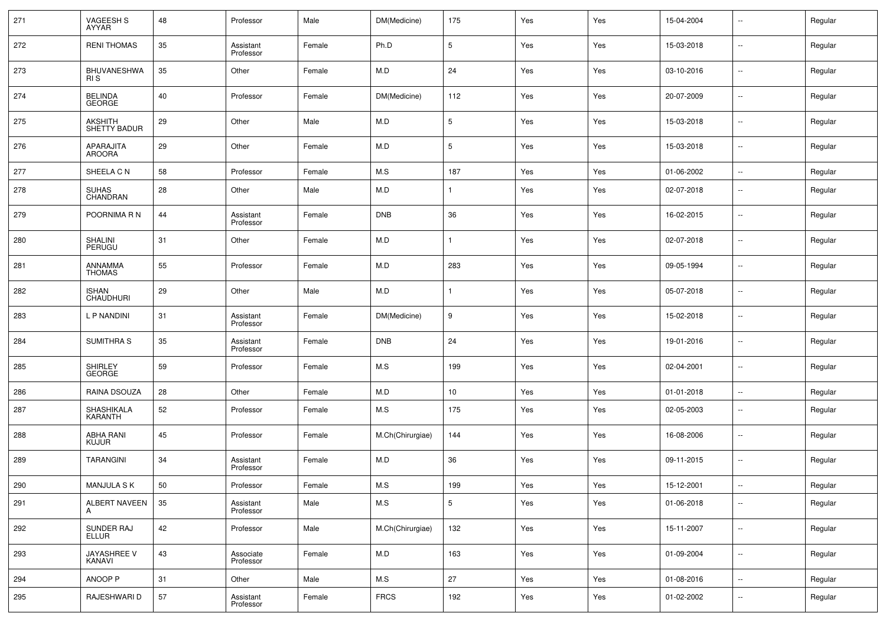| | | | | | | | | | | | |
|---|---|---|---|---|---|---|---|---|---|---|---|
| 271 | VAGEESH S AYYAR | 48 | Professor | Male | DM(Medicine) | 175 | Yes | Yes | 15-04-2004 | -- | Regular |
| 272 | RENI THOMAS | 35 | Assistant Professor | Female | Ph.D | 5 | Yes | Yes | 15-03-2018 | -- | Regular |
| 273 | BHUVANESHWARI S | 35 | Other | Female | M.D | 24 | Yes | Yes | 03-10-2016 | -- | Regular |
| 274 | BELINDA GEORGE | 40 | Professor | Female | DM(Medicine) | 112 | Yes | Yes | 20-07-2009 | -- | Regular |
| 275 | AKSHITH SHETTY BADUR | 29 | Other | Male | M.D | 5 | Yes | Yes | 15-03-2018 | -- | Regular |
| 276 | APARAJITA AROORA | 29 | Other | Female | M.D | 5 | Yes | Yes | 15-03-2018 | -- | Regular |
| 277 | SHEELA C N | 58 | Professor | Female | M.S | 187 | Yes | Yes | 01-06-2002 | -- | Regular |
| 278 | SUHAS CHANDRAN | 28 | Other | Male | M.D | 1 | Yes | Yes | 02-07-2018 | -- | Regular |
| 279 | POORNIMA R N | 44 | Assistant Professor | Female | DNB | 36 | Yes | Yes | 16-02-2015 | -- | Regular |
| 280 | SHALINI PERUGU | 31 | Other | Female | M.D | 1 | Yes | Yes | 02-07-2018 | -- | Regular |
| 281 | ANNAMMA THOMAS | 55 | Professor | Female | M.D | 283 | Yes | Yes | 09-05-1994 | -- | Regular |
| 282 | ISHAN CHAUDHURI | 29 | Other | Male | M.D | 1 | Yes | Yes | 05-07-2018 | -- | Regular |
| 283 | L P NANDINI | 31 | Assistant Professor | Female | DM(Medicine) | 9 | Yes | Yes | 15-02-2018 | -- | Regular |
| 284 | SUMITHRA S | 35 | Assistant Professor | Female | DNB | 24 | Yes | Yes | 19-01-2016 | -- | Regular |
| 285 | SHIRLEY GEORGE | 59 | Professor | Female | M.S | 199 | Yes | Yes | 02-04-2001 | -- | Regular |
| 286 | RAINA DSOUZA | 28 | Other | Female | M.D | 10 | Yes | Yes | 01-01-2018 | -- | Regular |
| 287 | SHASHIKALA KARANTH | 52 | Professor | Female | M.S | 175 | Yes | Yes | 02-05-2003 | -- | Regular |
| 288 | ABHA RANI KUJUR | 45 | Professor | Female | M.Ch(Chirurgiae) | 144 | Yes | Yes | 16-08-2006 | -- | Regular |
| 289 | TARANGINI | 34 | Assistant Professor | Female | M.D | 36 | Yes | Yes | 09-11-2015 | -- | Regular |
| 290 | MANJULA S K | 50 | Professor | Female | M.S | 199 | Yes | Yes | 15-12-2001 | -- | Regular |
| 291 | ALBERT NAVEEN A | 35 | Assistant Professor | Male | M.S | 5 | Yes | Yes | 01-06-2018 | -- | Regular |
| 292 | SUNDER RAJ ELLUR | 42 | Professor | Male | M.Ch(Chirurgiae) | 132 | Yes | Yes | 15-11-2007 | -- | Regular |
| 293 | JAYASHREE V KANAVI | 43 | Associate Professor | Female | M.D | 163 | Yes | Yes | 01-09-2004 | -- | Regular |
| 294 | ANOOP P | 31 | Other | Male | M.S | 27 | Yes | Yes | 01-08-2016 | -- | Regular |
| 295 | RAJESHWARI D | 57 | Assistant Professor | Female | FRCS | 192 | Yes | Yes | 01-02-2002 | -- | Regular |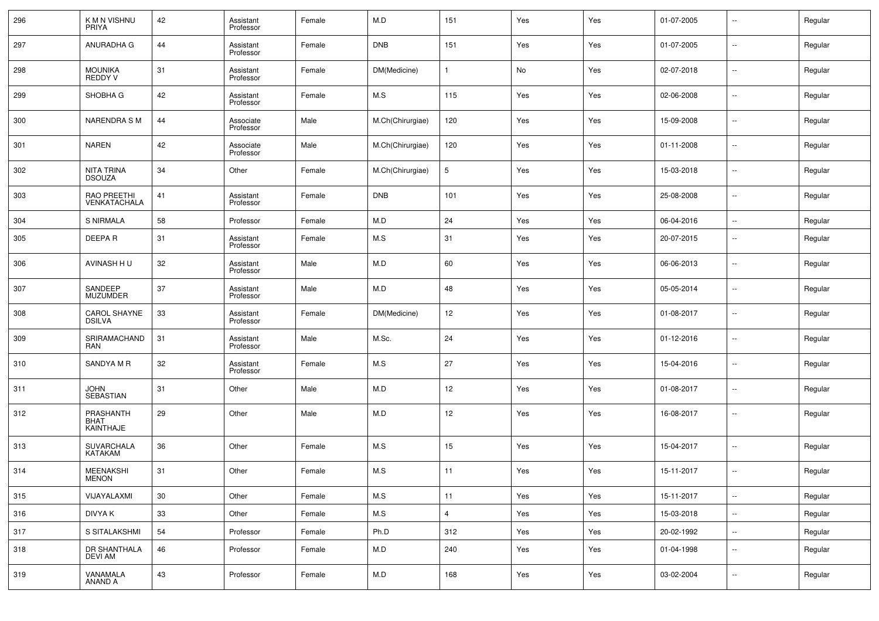| 296 | K M N VISHNU PRIYA | 42 | Assistant Professor | Female | M.D | 151 | Yes | Yes | 01-07-2005 | -- | Regular |
|---|---|---|---|---|---|---|---|---|---|---|---|
| 297 | ANURADHA G | 44 | Assistant Professor | Female | DNB | 151 | Yes | Yes | 01-07-2005 | -- | Regular |
| 298 | MOUNIKA REDDY V | 31 | Assistant Professor | Female | DM(Medicine) | 1 | No | Yes | 02-07-2018 | -- | Regular |
| 299 | SHOBHA G | 42 | Assistant Professor | Female | M.S | 115 | Yes | Yes | 02-06-2008 | -- | Regular |
| 300 | NARENDRA S M | 44 | Associate Professor | Male | M.Ch(Chirurgiae) | 120 | Yes | Yes | 15-09-2008 | -- | Regular |
| 301 | NAREN | 42 | Associate Professor | Male | M.Ch(Chirurgiae) | 120 | Yes | Yes | 01-11-2008 | -- | Regular |
| 302 | NITA TRINA DSOUZA | 34 | Other | Female | M.Ch(Chirurgiae) | 5 | Yes | Yes | 15-03-2018 | -- | Regular |
| 303 | RAO PREETHI VENKATACHALA | 41 | Assistant Professor | Female | DNB | 101 | Yes | Yes | 25-08-2008 | -- | Regular |
| 304 | S NIRMALA | 58 | Professor | Female | M.D | 24 | Yes | Yes | 06-04-2016 | -- | Regular |
| 305 | DEEPA R | 31 | Assistant Professor | Female | M.S | 31 | Yes | Yes | 20-07-2015 | -- | Regular |
| 306 | AVINASH H U | 32 | Assistant Professor | Male | M.D | 60 | Yes | Yes | 06-06-2013 | -- | Regular |
| 307 | SANDEEP MUZUMDER | 37 | Assistant Professor | Male | M.D | 48 | Yes | Yes | 05-05-2014 | -- | Regular |
| 308 | CAROL SHAYNE DSILVA | 33 | Assistant Professor | Female | DM(Medicine) | 12 | Yes | Yes | 01-08-2017 | -- | Regular |
| 309 | SRIRAMACHANDRAN | 31 | Assistant Professor | Male | M.Sc. | 24 | Yes | Yes | 01-12-2016 | -- | Regular |
| 310 | SANDYA M R | 32 | Assistant Professor | Female | M.S | 27 | Yes | Yes | 15-04-2016 | -- | Regular |
| 311 | JOHN SEBASTIAN | 31 | Other | Male | M.D | 12 | Yes | Yes | 01-08-2017 | -- | Regular |
| 312 | PRASHANTH BHAT KAINTHAJE | 29 | Other | Male | M.D | 12 | Yes | Yes | 16-08-2017 | -- | Regular |
| 313 | SUVARCHALA KATAKAM | 36 | Other | Female | M.S | 15 | Yes | Yes | 15-04-2017 | -- | Regular |
| 314 | MEENAKSHI MENON | 31 | Other | Female | M.S | 11 | Yes | Yes | 15-11-2017 | -- | Regular |
| 315 | VIJAYALAXMI | 30 | Other | Female | M.S | 11 | Yes | Yes | 15-11-2017 | -- | Regular |
| 316 | DIVYA K | 33 | Other | Female | M.S | 4 | Yes | Yes | 15-03-2018 | -- | Regular |
| 317 | S SITALAKSHMI | 54 | Professor | Female | Ph.D | 312 | Yes | Yes | 20-02-1992 | -- | Regular |
| 318 | DR SHANTHALA DEVI AM | 46 | Professor | Female | M.D | 240 | Yes | Yes | 01-04-1998 | -- | Regular |
| 319 | VANAMALA ANAND A | 43 | Professor | Female | M.D | 168 | Yes | Yes | 03-02-2004 | -- | Regular |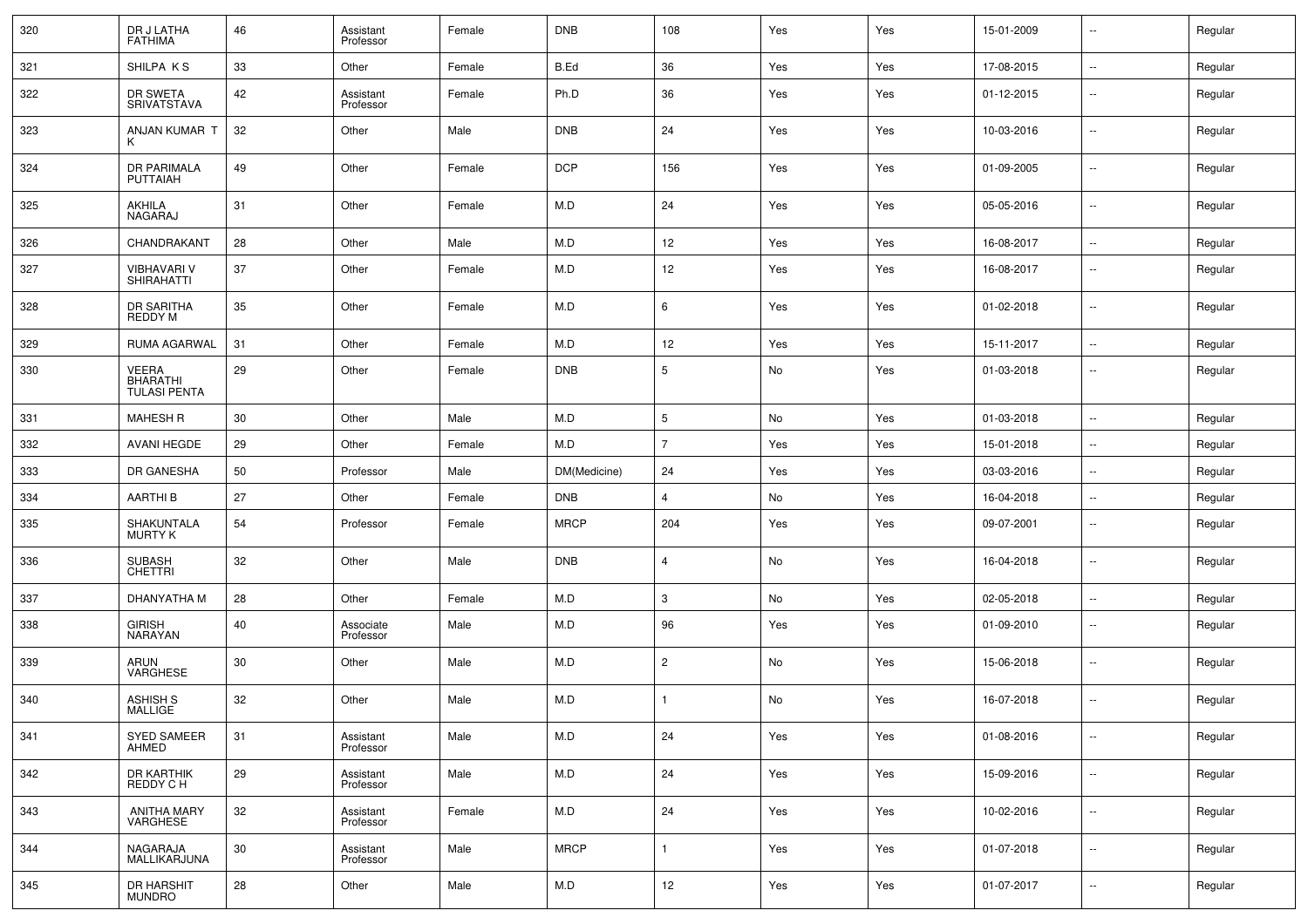| | | | | | | | | | | | |
|---|---|---|---|---|---|---|---|---|---|---|---|
| 320 | DR J LATHA FATHIMA | 46 | Assistant Professor | Female | DNB | 108 | Yes | Yes | 15-01-2009 | -- | Regular |
| 321 | SHILPA K S | 33 | Other | Female | B.Ed | 36 | Yes | Yes | 17-08-2015 | -- | Regular |
| 322 | DR SWETA SRIVATSTAVA | 42 | Assistant Professor | Female | Ph.D | 36 | Yes | Yes | 01-12-2015 | -- | Regular |
| 323 | ANJAN KUMAR T K | 32 | Other | Male | DNB | 24 | Yes | Yes | 10-03-2016 | -- | Regular |
| 324 | DR PARIMALA PUTTAIAH | 49 | Other | Female | DCP | 156 | Yes | Yes | 01-09-2005 | -- | Regular |
| 325 | AKHILA NAGARAJ | 31 | Other | Female | M.D | 24 | Yes | Yes | 05-05-2016 | -- | Regular |
| 326 | CHANDRAKANT | 28 | Other | Male | M.D | 12 | Yes | Yes | 16-08-2017 | -- | Regular |
| 327 | VIBHAVARI V SHIRAHATTI | 37 | Other | Female | M.D | 12 | Yes | Yes | 16-08-2017 | -- | Regular |
| 328 | DR SARITHA REDDY M | 35 | Other | Female | M.D | 6 | Yes | Yes | 01-02-2018 | -- | Regular |
| 329 | RUMA AGARWAL | 31 | Other | Female | M.D | 12 | Yes | Yes | 15-11-2017 | -- | Regular |
| 330 | VEERA BHARATHI TULASI PENTA | 29 | Other | Female | DNB | 5 | No | Yes | 01-03-2018 | -- | Regular |
| 331 | MAHESH R | 30 | Other | Male | M.D | 5 | No | Yes | 01-03-2018 | -- | Regular |
| 332 | AVANI HEGDE | 29 | Other | Female | M.D | 7 | Yes | Yes | 15-01-2018 | -- | Regular |
| 333 | DR GANESHA | 50 | Professor | Male | DM(Medicine) | 24 | Yes | Yes | 03-03-2016 | -- | Regular |
| 334 | AARTHI B | 27 | Other | Female | DNB | 4 | No | Yes | 16-04-2018 | -- | Regular |
| 335 | SHAKUNTALA MURTY K | 54 | Professor | Female | MRCP | 204 | Yes | Yes | 09-07-2001 | -- | Regular |
| 336 | SUBASH CHETTRI | 32 | Other | Male | DNB | 4 | No | Yes | 16-04-2018 | -- | Regular |
| 337 | DHANYATHA M | 28 | Other | Female | M.D | 3 | No | Yes | 02-05-2018 | -- | Regular |
| 338 | GIRISH NARAYAN | 40 | Associate Professor | Male | M.D | 96 | Yes | Yes | 01-09-2010 | -- | Regular |
| 339 | ARUN VARGHESE | 30 | Other | Male | M.D | 2 | No | Yes | 15-06-2018 | -- | Regular |
| 340 | ASHISH S MALLIGE | 32 | Other | Male | M.D | 1 | No | Yes | 16-07-2018 | -- | Regular |
| 341 | SYED SAMEER AHMED | 31 | Assistant Professor | Male | M.D | 24 | Yes | Yes | 01-08-2016 | -- | Regular |
| 342 | DR KARTHIK REDDY C H | 29 | Assistant Professor | Male | M.D | 24 | Yes | Yes | 15-09-2016 | -- | Regular |
| 343 | ANITHA MARY VARGHESE | 32 | Assistant Professor | Female | M.D | 24 | Yes | Yes | 10-02-2016 | -- | Regular |
| 344 | NAGARAJA MALLIKARJUNA | 30 | Assistant Professor | Male | MRCP | 1 | Yes | Yes | 01-07-2018 | -- | Regular |
| 345 | DR HARSHIT MUNDRO | 28 | Other | Male | M.D | 12 | Yes | Yes | 01-07-2017 | -- | Regular |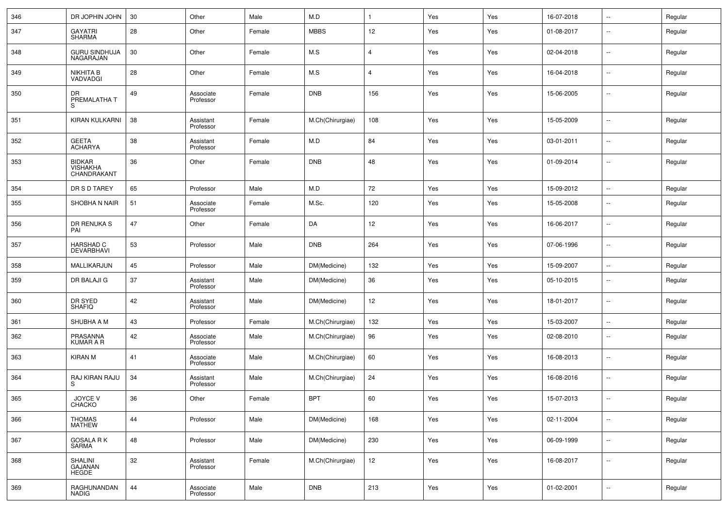| 346 | DR JOPHIN JOHN | 30 | Other | Male | M.D | 1 | Yes | Yes | 16-07-2018 | -- | Regular |
|---|---|---|---|---|---|---|---|---|---|---|---|
| 347 | GAYATRI SHARMA | 28 | Other | Female | MBBS | 12 | Yes | Yes | 01-08-2017 | -- | Regular |
| 348 | GURU SINDHUJA NAGARAJAN | 30 | Other | Female | M.S | 4 | Yes | Yes | 02-04-2018 | -- | Regular |
| 349 | NIKHITA B VADVADGI | 28 | Other | Female | M.S | 4 | Yes | Yes | 16-04-2018 | -- | Regular |
| 350 | DR PREMALATHA T S | 49 | Associate Professor | Female | DNB | 156 | Yes | Yes | 15-06-2005 | -- | Regular |
| 351 | KIRAN KULKARNI | 38 | Assistant Professor | Female | M.Ch(Chirurgiae) | 108 | Yes | Yes | 15-05-2009 | -- | Regular |
| 352 | GEETA ACHARYA | 38 | Assistant Professor | Female | M.D | 84 | Yes | Yes | 03-01-2011 | -- | Regular |
| 353 | BIDKAR VISHAKHA CHANDRAKANT | 36 | Other | Female | DNB | 48 | Yes | Yes | 01-09-2014 | -- | Regular |
| 354 | DR S D TAREY | 65 | Professor | Male | M.D | 72 | Yes | Yes | 15-09-2012 | -- | Regular |
| 355 | SHOBHA N NAIR | 51 | Associate Professor | Female | M.Sc. | 120 | Yes | Yes | 15-05-2008 | -- | Regular |
| 356 | DR RENUKA S PAI | 47 | Other | Female | DA | 12 | Yes | Yes | 16-06-2017 | -- | Regular |
| 357 | HARSHAD C DEVARBHAVI | 53 | Professor | Male | DNB | 264 | Yes | Yes | 07-06-1996 | -- | Regular |
| 358 | MALLIKARJUN | 45 | Professor | Male | DM(Medicine) | 132 | Yes | Yes | 15-09-2007 | -- | Regular |
| 359 | DR BALAJI G | 37 | Assistant Professor | Male | DM(Medicine) | 36 | Yes | Yes | 05-10-2015 | -- | Regular |
| 360 | DR SYED SHAFIQ | 42 | Assistant Professor | Male | DM(Medicine) | 12 | Yes | Yes | 18-01-2017 | -- | Regular |
| 361 | SHUBHA A M | 43 | Professor | Female | M.Ch(Chirurgiae) | 132 | Yes | Yes | 15-03-2007 | -- | Regular |
| 362 | PRASANNA KUMAR A R | 42 | Associate Professor | Male | M.Ch(Chirurgiae) | 96 | Yes | Yes | 02-08-2010 | -- | Regular |
| 363 | KIRAN M | 41 | Associate Professor | Male | M.Ch(Chirurgiae) | 60 | Yes | Yes | 16-08-2013 | -- | Regular |
| 364 | RAJ KIRAN RAJU S | 34 | Assistant Professor | Male | M.Ch(Chirurgiae) | 24 | Yes | Yes | 16-08-2016 | -- | Regular |
| 365 | JOYCE V CHACKO | 36 | Other | Female | BPT | 60 | Yes | Yes | 15-07-2013 | -- | Regular |
| 366 | THOMAS MATHEW | 44 | Professor | Male | DM(Medicine) | 168 | Yes | Yes | 02-11-2004 | -- | Regular |
| 367 | GOSALA R K SARMA | 48 | Professor | Male | DM(Medicine) | 230 | Yes | Yes | 06-09-1999 | -- | Regular |
| 368 | SHALINI GAJANAN HEGDE | 32 | Assistant Professor | Female | M.Ch(Chirurgiae) | 12 | Yes | Yes | 16-08-2017 | -- | Regular |
| 369 | RAGHUNANDAN NADIG | 44 | Associate Professor | Male | DNB | 213 | Yes | Yes | 01-02-2001 | -- | Regular |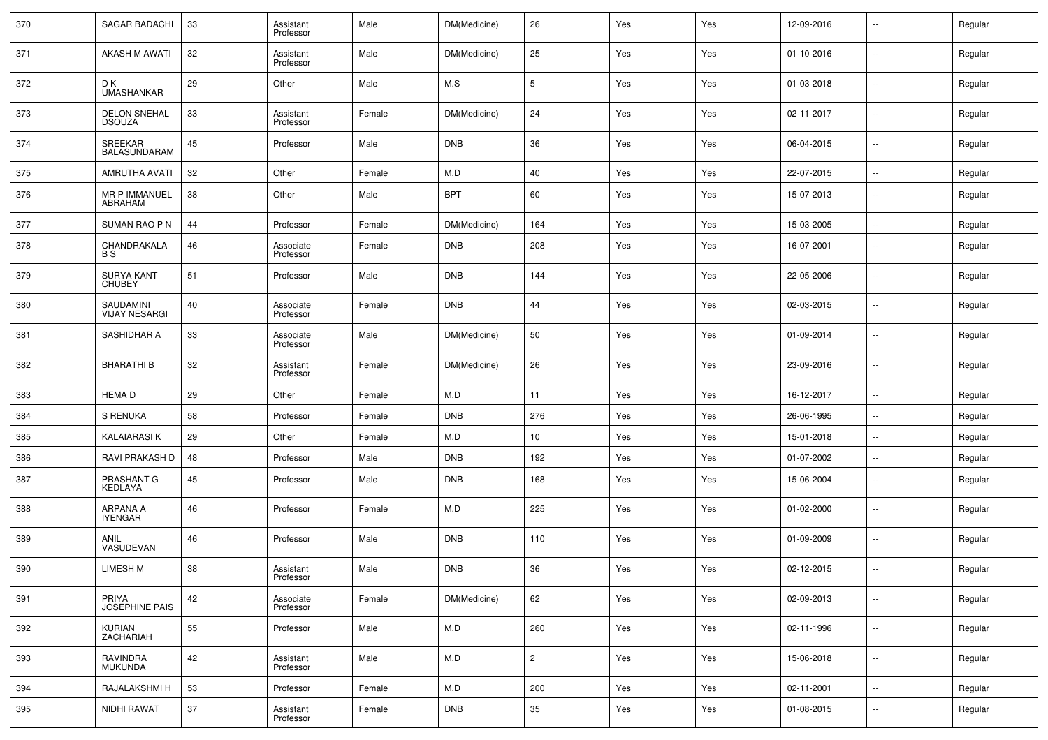| 370 | SAGAR BADACHI | 33 | Assistant Professor | Male | DM(Medicine) | 26 | Yes | Yes | 12-09-2016 | -- | Regular |
|---|---|---|---|---|---|---|---|---|---|---|---|
| 371 | AKASH M AWATI | 32 | Assistant Professor | Male | DM(Medicine) | 25 | Yes | Yes | 01-10-2016 | -- | Regular |
| 372 | D K UMASHANKAR | 29 | Other | Male | M.S | 5 | Yes | Yes | 01-03-2018 | -- | Regular |
| 373 | DELON SNEHAL DSOUZA | 33 | Assistant Professor | Female | DM(Medicine) | 24 | Yes | Yes | 02-11-2017 | -- | Regular |
| 374 | SREEKAR BALASUNDARAM | 45 | Professor | Male | DNB | 36 | Yes | Yes | 06-04-2015 | -- | Regular |
| 375 | AMRUTHA AVATI | 32 | Other | Female | M.D | 40 | Yes | Yes | 22-07-2015 | -- | Regular |
| 376 | MR P IMMANUEL ABRAHAM | 38 | Other | Male | BPT | 60 | Yes | Yes | 15-07-2013 | -- | Regular |
| 377 | SUMAN RAO P N | 44 | Professor | Female | DM(Medicine) | 164 | Yes | Yes | 15-03-2005 | -- | Regular |
| 378 | CHANDRAKALA B S | 46 | Associate Professor | Female | DNB | 208 | Yes | Yes | 16-07-2001 | -- | Regular |
| 379 | SURYA KANT CHUBEY | 51 | Professor | Male | DNB | 144 | Yes | Yes | 22-05-2006 | -- | Regular |
| 380 | SAUDAMINI VIJAY NESARGI | 40 | Associate Professor | Female | DNB | 44 | Yes | Yes | 02-03-2015 | -- | Regular |
| 381 | SASHIDHAR A | 33 | Associate Professor | Male | DM(Medicine) | 50 | Yes | Yes | 01-09-2014 | -- | Regular |
| 382 | BHARATHI B | 32 | Assistant Professor | Female | DM(Medicine) | 26 | Yes | Yes | 23-09-2016 | -- | Regular |
| 383 | HEMA D | 29 | Other | Female | M.D | 11 | Yes | Yes | 16-12-2017 | -- | Regular |
| 384 | S RENUKA | 58 | Professor | Female | DNB | 276 | Yes | Yes | 26-06-1995 | -- | Regular |
| 385 | KALAIARASI K | 29 | Other | Female | M.D | 10 | Yes | Yes | 15-01-2018 | -- | Regular |
| 386 | RAVI PRAKASH D | 48 | Professor | Male | DNB | 192 | Yes | Yes | 01-07-2002 | -- | Regular |
| 387 | PRASHANT G KEDLAYA | 45 | Professor | Male | DNB | 168 | Yes | Yes | 15-06-2004 | -- | Regular |
| 388 | ARPANA A IYENGAR | 46 | Professor | Female | M.D | 225 | Yes | Yes | 01-02-2000 | -- | Regular |
| 389 | ANIL VASUDEVAN | 46 | Professor | Male | DNB | 110 | Yes | Yes | 01-09-2009 | -- | Regular |
| 390 | LIMESH M | 38 | Assistant Professor | Male | DNB | 36 | Yes | Yes | 02-12-2015 | -- | Regular |
| 391 | PRIYA JOSEPHINE PAIS | 42 | Associate Professor | Female | DM(Medicine) | 62 | Yes | Yes | 02-09-2013 | -- | Regular |
| 392 | KURIAN ZACHARIAH | 55 | Professor | Male | M.D | 260 | Yes | Yes | 02-11-1996 | -- | Regular |
| 393 | RAVINDRA MUKUNDA | 42 | Assistant Professor | Male | M.D | 2 | Yes | Yes | 15-06-2018 | -- | Regular |
| 394 | RAJALAKSHMI H | 53 | Professor | Female | M.D | 200 | Yes | Yes | 02-11-2001 | -- | Regular |
| 395 | NIDHI RAWAT | 37 | Assistant Professor | Female | DNB | 35 | Yes | Yes | 01-08-2015 | -- | Regular |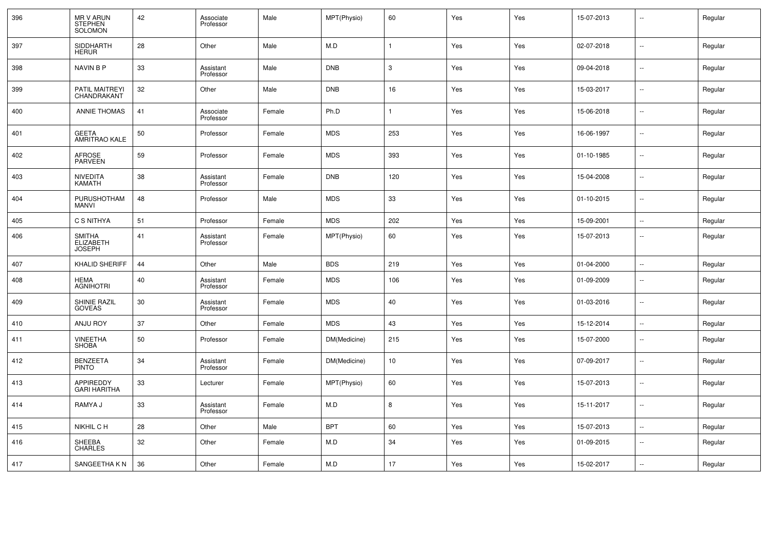| | | | | | | | | | | | |
|---|---|---|---|---|---|---|---|---|---|---|---|
| 396 | MR V ARUN STEPHEN SOLOMON | 42 | Associate Professor | Male | MPT(Physio) | 60 | Yes | Yes | 15-07-2013 | -- | Regular |
| 397 | SIDDHARTH HERUR | 28 | Other | Male | M.D | 1 | Yes | Yes | 02-07-2018 | -- | Regular |
| 398 | NAVIN B P | 33 | Assistant Professor | Male | DNB | 3 | Yes | Yes | 09-04-2018 | -- | Regular |
| 399 | PATIL MAITREYI CHANDRAKANT | 32 | Other | Male | DNB | 16 | Yes | Yes | 15-03-2017 | -- | Regular |
| 400 | ANNIE THOMAS | 41 | Associate Professor | Female | Ph.D | 1 | Yes | Yes | 15-06-2018 | -- | Regular |
| 401 | GEETA AMRITRAO KALE | 50 | Professor | Female | MDS | 253 | Yes | Yes | 16-06-1997 | -- | Regular |
| 402 | AFROSE PARVEEN | 59 | Professor | Female | MDS | 393 | Yes | Yes | 01-10-1985 | -- | Regular |
| 403 | NIVEDITA KAMATH | 38 | Assistant Professor | Female | DNB | 120 | Yes | Yes | 15-04-2008 | -- | Regular |
| 404 | PURUSHOTHAM MANVI | 48 | Professor | Male | MDS | 33 | Yes | Yes | 01-10-2015 | -- | Regular |
| 405 | C S NITHYA | 51 | Professor | Female | MDS | 202 | Yes | Yes | 15-09-2001 | -- | Regular |
| 406 | SMITHA ELIZABETH JOSEPH | 41 | Assistant Professor | Female | MPT(Physio) | 60 | Yes | Yes | 15-07-2013 | -- | Regular |
| 407 | KHALID SHERIFF | 44 | Other | Male | BDS | 219 | Yes | Yes | 01-04-2000 | -- | Regular |
| 408 | HEMA AGNIHOTRI | 40 | Assistant Professor | Female | MDS | 106 | Yes | Yes | 01-09-2009 | -- | Regular |
| 409 | SHINIE RAZIL GOVEAS | 30 | Assistant Professor | Female | MDS | 40 | Yes | Yes | 01-03-2016 | -- | Regular |
| 410 | ANJU ROY | 37 | Other | Female | MDS | 43 | Yes | Yes | 15-12-2014 | -- | Regular |
| 411 | VINEETHA SHOBA | 50 | Professor | Female | DM(Medicine) | 215 | Yes | Yes | 15-07-2000 | -- | Regular |
| 412 | BENZEETA PINTO | 34 | Assistant Professor | Female | DM(Medicine) | 10 | Yes | Yes | 07-09-2017 | -- | Regular |
| 413 | APPIREDDY GARI HARITHA | 33 | Lecturer | Female | MPT(Physio) | 60 | Yes | Yes | 15-07-2013 | -- | Regular |
| 414 | RAMYA J | 33 | Assistant Professor | Female | M.D | 8 | Yes | Yes | 15-11-2017 | -- | Regular |
| 415 | NIKHIL C H | 28 | Other | Male | BPT | 60 | Yes | Yes | 15-07-2013 | -- | Regular |
| 416 | SHEEBA CHARLES | 32 | Other | Female | M.D | 34 | Yes | Yes | 01-09-2015 | -- | Regular |
| 417 | SANGEETHA K N | 36 | Other | Female | M.D | 17 | Yes | Yes | 15-02-2017 | -- | Regular |